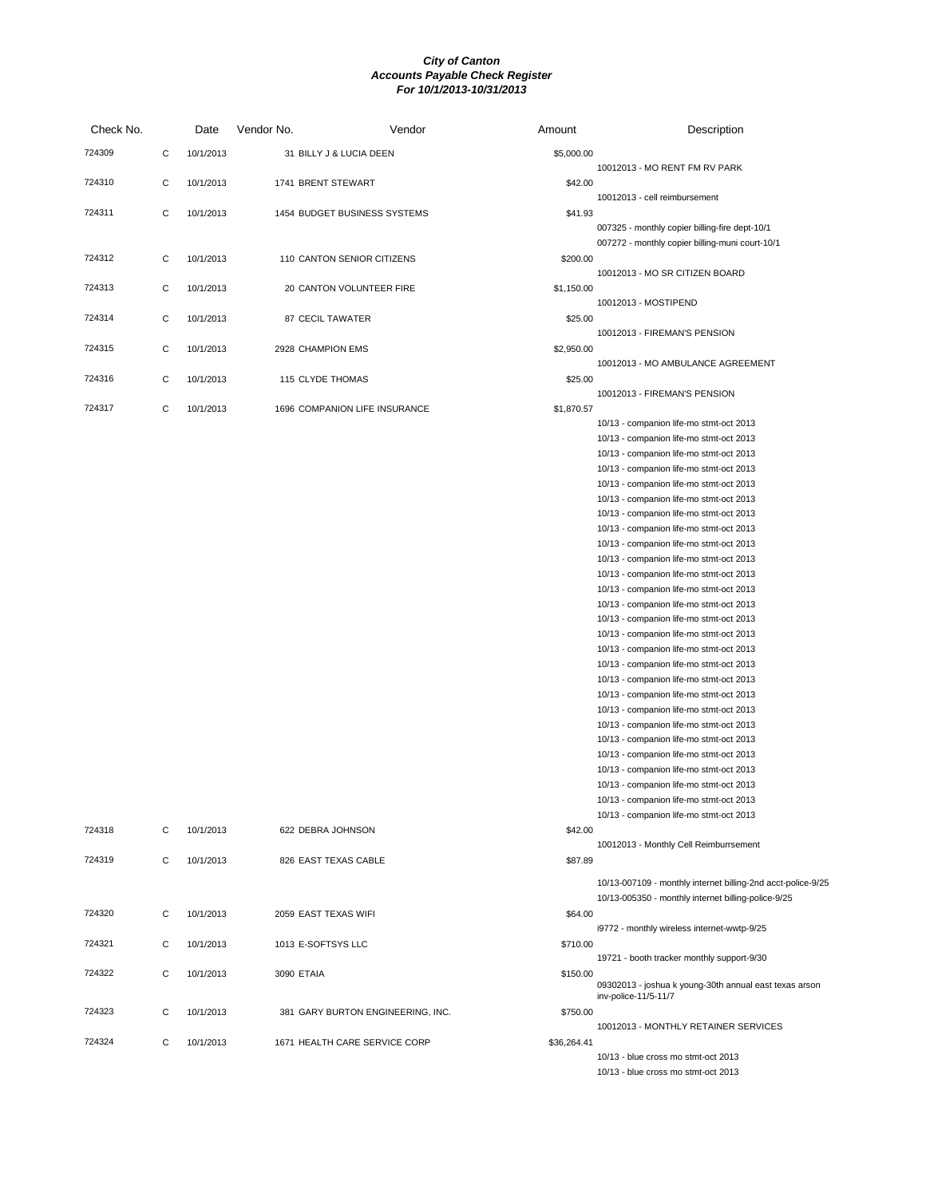# City of Canton
## Accounts Payable Check Register
### For 10/1/2013-10/31/2013

| Check No. | | Date | Vendor No. | Vendor | Amount | Description |
|---|---|---|---|---|---|---|
| 724309 | C | 10/1/2013 | 31 | BILLY J & LUCIA DEEN | $5,000.00 | |
| | | | | | | 10012013 - MO RENT FM RV PARK |
| 724310 | C | 10/1/2013 | 1741 | BRENT STEWART | $42.00 | |
| | | | | | | 10012013 - cell reimbursement |
| 724311 | C | 10/1/2013 | 1454 | BUDGET BUSINESS SYSTEMS | $41.93 | |
| | | | | | | 007325 - monthly copier billing-fire dept-10/1 |
| | | | | | | 007272 - monthly copier billing-muni court-10/1 |
| 724312 | C | 10/1/2013 | 110 | CANTON SENIOR CITIZENS | $200.00 | |
| | | | | | | 10012013 - MO SR CITIZEN BOARD |
| 724313 | C | 10/1/2013 | 20 | CANTON VOLUNTEER FIRE | $1,150.00 | |
| | | | | | | 10012013 - MOSTIPEND |
| 724314 | C | 10/1/2013 | 87 | CECIL TAWATER | $25.00 | |
| | | | | | | 10012013 - FIREMAN'S PENSION |
| 724315 | C | 10/1/2013 | 2928 | CHAMPION EMS | $2,950.00 | |
| | | | | | | 10012013 - MO AMBULANCE AGREEMENT |
| 724316 | C | 10/1/2013 | 115 | CLYDE THOMAS | $25.00 | |
| | | | | | | 10012013 - FIREMAN'S PENSION |
| 724317 | C | 10/1/2013 | 1696 | COMPANION LIFE INSURANCE | $1,870.57 | |
| | | | | | | 10/13 - companion life-mo stmt-oct 2013 |
| | | | | | | 10/13 - companion life-mo stmt-oct 2013 |
| | | | | | | 10/13 - companion life-mo stmt-oct 2013 |
| | | | | | | 10/13 - companion life-mo stmt-oct 2013 |
| | | | | | | 10/13 - companion life-mo stmt-oct 2013 |
| | | | | | | 10/13 - companion life-mo stmt-oct 2013 |
| | | | | | | 10/13 - companion life-mo stmt-oct 2013 |
| | | | | | | 10/13 - companion life-mo stmt-oct 2013 |
| | | | | | | 10/13 - companion life-mo stmt-oct 2013 |
| | | | | | | 10/13 - companion life-mo stmt-oct 2013 |
| | | | | | | 10/13 - companion life-mo stmt-oct 2013 |
| | | | | | | 10/13 - companion life-mo stmt-oct 2013 |
| | | | | | | 10/13 - companion life-mo stmt-oct 2013 |
| | | | | | | 10/13 - companion life-mo stmt-oct 2013 |
| | | | | | | 10/13 - companion life-mo stmt-oct 2013 |
| | | | | | | 10/13 - companion life-mo stmt-oct 2013 |
| | | | | | | 10/13 - companion life-mo stmt-oct 2013 |
| | | | | | | 10/13 - companion life-mo stmt-oct 2013 |
| | | | | | | 10/13 - companion life-mo stmt-oct 2013 |
| | | | | | | 10/13 - companion life-mo stmt-oct 2013 |
| | | | | | | 10/13 - companion life-mo stmt-oct 2013 |
| | | | | | | 10/13 - companion life-mo stmt-oct 2013 |
| | | | | | | 10/13 - companion life-mo stmt-oct 2013 |
| | | | | | | 10/13 - companion life-mo stmt-oct 2013 |
| | | | | | | 10/13 - companion life-mo stmt-oct 2013 |
| | | | | | | 10/13 - companion life-mo stmt-oct 2013 |
| | | | | | | 10/13 - companion life-mo stmt-oct 2013 |
| 724318 | C | 10/1/2013 | 622 | DEBRA JOHNSON | $42.00 | |
| | | | | | | 10012013 - Monthly Cell Reimburrsement |
| 724319 | C | 10/1/2013 | 826 | EAST TEXAS CABLE | $87.89 | |
| | | | | | | 10/13-007109 - monthly internet billing-2nd acct-police-9/25 |
| | | | | | | 10/13-005350 - monthly internet billing-police-9/25 |
| 724320 | C | 10/1/2013 | 2059 | EAST TEXAS WIFI | $64.00 | |
| | | | | | | i9772 - monthly wireless internet-wwtp-9/25 |
| 724321 | C | 10/1/2013 | 1013 | E-SOFTSYS LLC | $710.00 | |
| | | | | | | 19721 - booth tracker monthly support-9/30 |
| 724322 | C | 10/1/2013 | 3090 | ETAIA | $150.00 | |
| | | | | | | 09302013 - joshua k young-30th annual east texas arson inv-police-11/5-11/7 |
| 724323 | C | 10/1/2013 | 381 | GARY BURTON ENGINEERING, INC. | $750.00 | |
| | | | | | | 10012013 - MONTHLY RETAINER SERVICES |
| 724324 | C | 10/1/2013 | 1671 | HEALTH CARE SERVICE CORP | $36,264.41 | |
| | | | | | | 10/13 - blue cross mo stmt-oct 2013 |
| | | | | | | 10/13 - blue cross mo stmt-oct 2013 |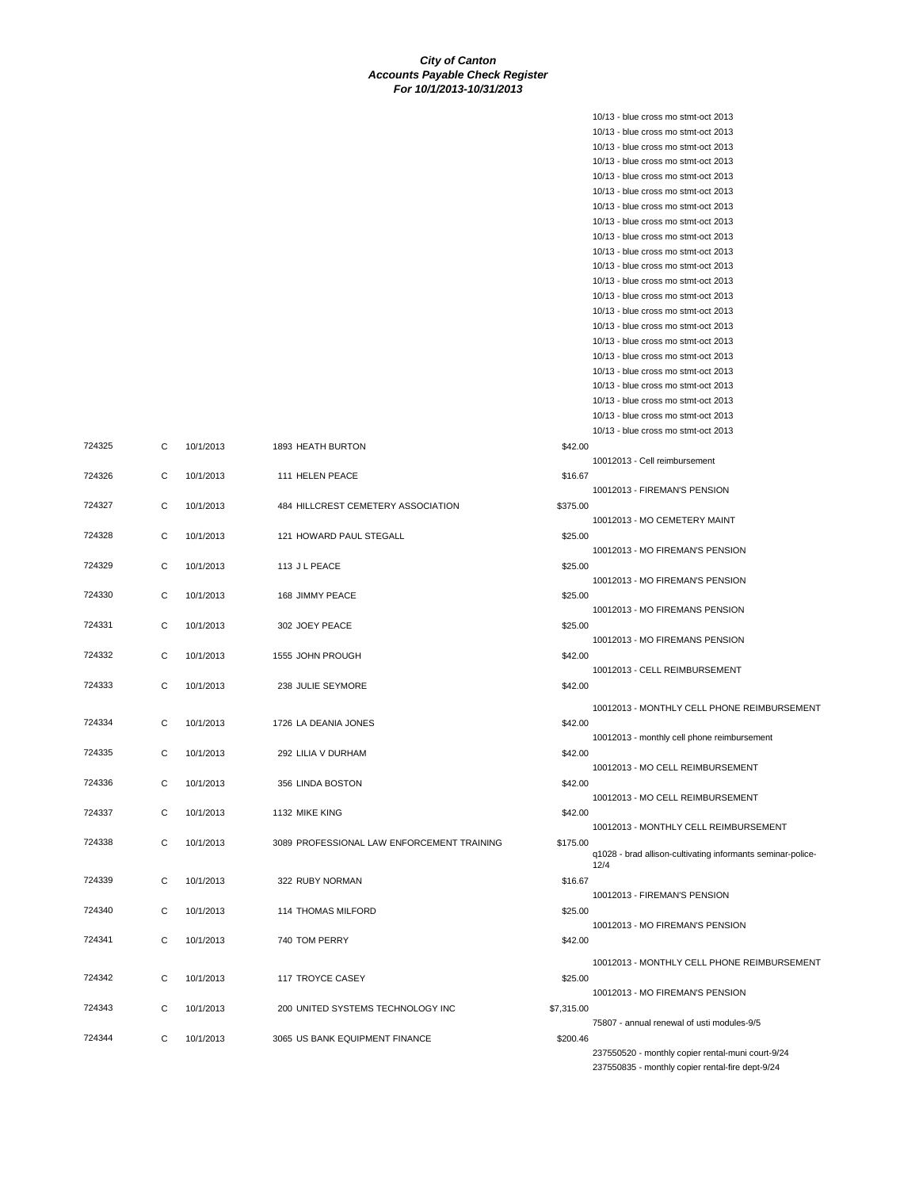***City of Canton***
***Accounts Payable Check Register***
***For 10/1/2013-10/31/2013***

| Check # | Type | Date | Vendor | Amount | Description |
|---|---|---|---|---|---|
| | | | | | 10/13 - blue cross mo stmt-oct 2013 |
| | | | | | 10/13 - blue cross mo stmt-oct 2013 |
| | | | | | 10/13 - blue cross mo stmt-oct 2013 |
| | | | | | 10/13 - blue cross mo stmt-oct 2013 |
| | | | | | 10/13 - blue cross mo stmt-oct 2013 |
| | | | | | 10/13 - blue cross mo stmt-oct 2013 |
| | | | | | 10/13 - blue cross mo stmt-oct 2013 |
| | | | | | 10/13 - blue cross mo stmt-oct 2013 |
| | | | | | 10/13 - blue cross mo stmt-oct 2013 |
| | | | | | 10/13 - blue cross mo stmt-oct 2013 |
| | | | | | 10/13 - blue cross mo stmt-oct 2013 |
| | | | | | 10/13 - blue cross mo stmt-oct 2013 |
| | | | | | 10/13 - blue cross mo stmt-oct 2013 |
| | | | | | 10/13 - blue cross mo stmt-oct 2013 |
| | | | | | 10/13 - blue cross mo stmt-oct 2013 |
| | | | | | 10/13 - blue cross mo stmt-oct 2013 |
| | | | | | 10/13 - blue cross mo stmt-oct 2013 |
| | | | | | 10/13 - blue cross mo stmt-oct 2013 |
| | | | | | 10/13 - blue cross mo stmt-oct 2013 |
| | | | | | 10/13 - blue cross mo stmt-oct 2013 |
| | | | | | 10/13 - blue cross mo stmt-oct 2013 |
| | | | | | 10/13 - blue cross mo stmt-oct 2013 |
| 724325 | C | 10/1/2013 | 1893 HEATH BURTON | $42.00 | 10012013 - Cell reimbursement |
| 724326 | C | 10/1/2013 | 111 HELEN PEACE | $16.67 | 10012013 - FIREMAN'S PENSION |
| 724327 | C | 10/1/2013 | 484 HILLCREST CEMETERY ASSOCIATION | $375.00 | 10012013 - MO CEMETERY MAINT |
| 724328 | C | 10/1/2013 | 121 HOWARD PAUL STEGALL | $25.00 | 10012013 - MO FIREMAN'S PENSION |
| 724329 | C | 10/1/2013 | 113 J L PEACE | $25.00 | 10012013 - MO FIREMAN'S PENSION |
| 724330 | C | 10/1/2013 | 168 JIMMY PEACE | $25.00 | 10012013 - MO FIREMANS PENSION |
| 724331 | C | 10/1/2013 | 302 JOEY PEACE | $25.00 | 10012013 - MO FIREMANS PENSION |
| 724332 | C | 10/1/2013 | 1555 JOHN PROUGH | $42.00 | 10012013 - CELL REIMBURSEMENT |
| 724333 | C | 10/1/2013 | 238 JULIE SEYMORE | $42.00 | 10012013 - MONTHLY CELL PHONE REIMBURSEMENT |
| 724334 | C | 10/1/2013 | 1726 LA DEANIA JONES | $42.00 | 10012013 - monthly cell phone reimbursement |
| 724335 | C | 10/1/2013 | 292 LILIA V DURHAM | $42.00 | 10012013 - MO CELL REIMBURSEMENT |
| 724336 | C | 10/1/2013 | 356 LINDA BOSTON | $42.00 | 10012013 - MO CELL REIMBURSEMENT |
| 724337 | C | 10/1/2013 | 1132 MIKE KING | $42.00 | 10012013 - MONTHLY CELL REIMBURSEMENT |
| 724338 | C | 10/1/2013 | 3089 PROFESSIONAL LAW ENFORCEMENT TRAINING | $175.00 | q1028 - brad allison-cultivating informants seminar-police-12/4 |
| 724339 | C | 10/1/2013 | 322 RUBY NORMAN | $16.67 | 10012013 - FIREMAN'S PENSION |
| 724340 | C | 10/1/2013 | 114 THOMAS MILFORD | $25.00 | 10012013 - MO FIREMAN'S PENSION |
| 724341 | C | 10/1/2013 | 740 TOM PERRY | $42.00 | 10012013 - MONTHLY CELL PHONE REIMBURSEMENT |
| 724342 | C | 10/1/2013 | 117 TROYCE CASEY | $25.00 | 10012013 - MO FIREMAN'S PENSION |
| 724343 | C | 10/1/2013 | 200 UNITED SYSTEMS TECHNOLOGY INC | $7,315.00 | 75807 - annual renewal of usti modules-9/5 |
| 724344 | C | 10/1/2013 | 3065 US BANK EQUIPMENT FINANCE | $200.46 | 237550520 - monthly copier rental-muni court-9/24 |
| | | | | | 237550835 - monthly copier rental-fire dept-9/24 |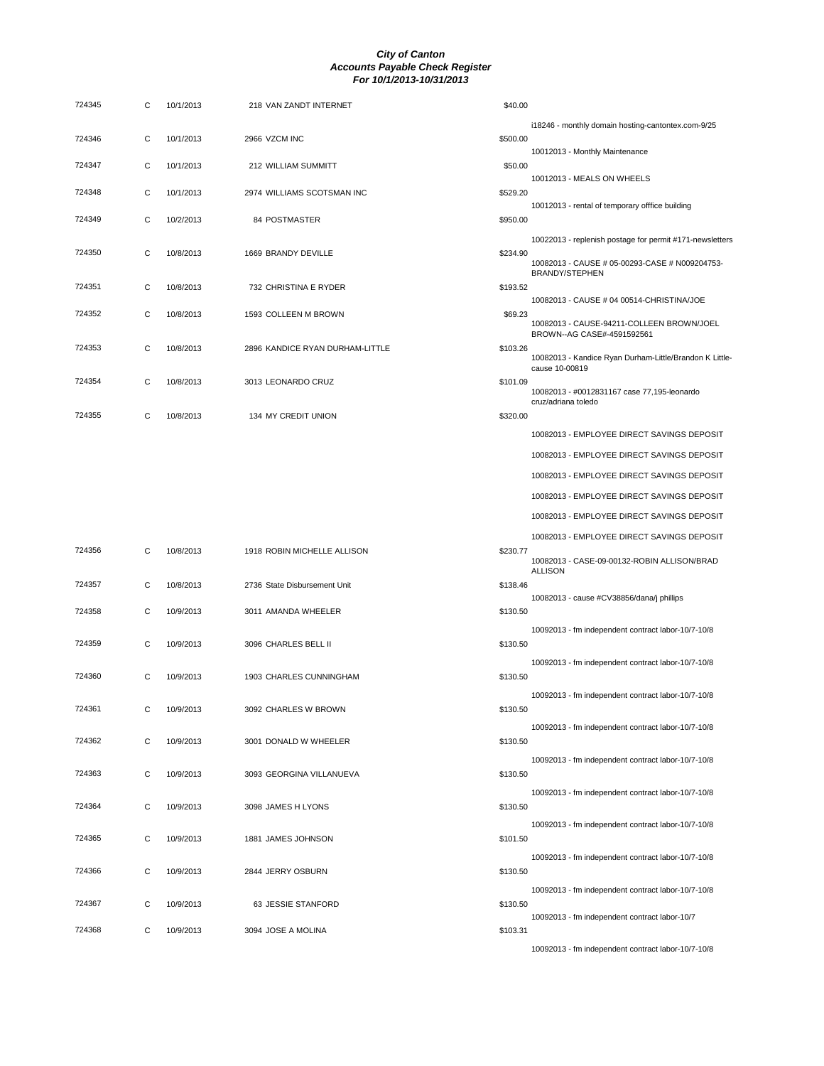# City of Canton
## Accounts Payable Check Register
### For 10/1/2013-10/31/2013

| Check # | Type | Date | Vendor | Amount | Description |
|---|---|---|---|---|---|
| 724345 | C | 10/1/2013 | 218 VAN ZANDT INTERNET | $40.00 | i18246 - monthly domain hosting-cantontex.com-9/25 |
| 724346 | C | 10/1/2013 | 2966 VZCM INC | $500.00 | 10012013 - Monthly Maintenance |
| 724347 | C | 10/1/2013 | 212 WILLIAM SUMMITT | $50.00 | 10012013 - MEALS ON WHEELS |
| 724348 | C | 10/1/2013 | 2974 WILLIAMS SCOTSMAN INC | $529.20 | 10012013 - rental of temporary offfice building |
| 724349 | C | 10/2/2013 | 84 POSTMASTER | $950.00 | 10022013 - replenish postage for permit #171-newsletters |
| 724350 | C | 10/8/2013 | 1669 BRANDY DEVILLE | $234.90 | 10082013 - CAUSE # 05-00293-CASE # N009204753-BRANDY/STEPHEN |
| 724351 | C | 10/8/2013 | 732 CHRISTINA E RYDER | $193.52 | 10082013 - CAUSE # 04 00514-CHRISTINA/JOE |
| 724352 | C | 10/8/2013 | 1593 COLLEEN M BROWN | $69.23 | 10082013 - CAUSE-94211-COLLEEN BROWN/JOEL BROWN--AG CASE#-4591592561 |
| 724353 | C | 10/8/2013 | 2896 KANDICE RYAN DURHAM-LITTLE | $103.26 | 10082013 - Kandice Ryan Durham-Little/Brandon K Little-cause 10-00819 |
| 724354 | C | 10/8/2013 | 3013 LEONARDO CRUZ | $101.09 | 10082013 - #0012831167 case 77,195-leonardo cruz/adriana toledo |
| 724355 | C | 10/8/2013 | 134 MY CREDIT UNION | $320.00 | 10082013 - EMPLOYEE DIRECT SAVINGS DEPOSIT |
| | | | | | 10082013 - EMPLOYEE DIRECT SAVINGS DEPOSIT |
| | | | | | 10082013 - EMPLOYEE DIRECT SAVINGS DEPOSIT |
| | | | | | 10082013 - EMPLOYEE DIRECT SAVINGS DEPOSIT |
| | | | | | 10082013 - EMPLOYEE DIRECT SAVINGS DEPOSIT |
| | | | | | 10082013 - EMPLOYEE DIRECT SAVINGS DEPOSIT |
| 724356 | C | 10/8/2013 | 1918 ROBIN MICHELLE ALLISON | $230.77 | 10082013 - CASE-09-00132-ROBIN ALLISON/BRAD ALLISON |
| 724357 | C | 10/8/2013 | 2736 State Disbursement Unit | $138.46 | 10082013 - cause #CV38856/dana/j phillips |
| 724358 | C | 10/9/2013 | 3011 AMANDA WHEELER | $130.50 | 10092013 - fm independent contract labor-10/7-10/8 |
| 724359 | C | 10/9/2013 | 3096 CHARLES BELL II | $130.50 | 10092013 - fm independent contract labor-10/7-10/8 |
| 724360 | C | 10/9/2013 | 1903 CHARLES CUNNINGHAM | $130.50 | 10092013 - fm independent contract labor-10/7-10/8 |
| 724361 | C | 10/9/2013 | 3092 CHARLES W BROWN | $130.50 | 10092013 - fm independent contract labor-10/7-10/8 |
| 724362 | C | 10/9/2013 | 3001 DONALD W WHEELER | $130.50 | 10092013 - fm independent contract labor-10/7-10/8 |
| 724363 | C | 10/9/2013 | 3093 GEORGINA VILLANUEVA | $130.50 | 10092013 - fm independent contract labor-10/7-10/8 |
| 724364 | C | 10/9/2013 | 3098 JAMES H LYONS | $130.50 | 10092013 - fm independent contract labor-10/7-10/8 |
| 724365 | C | 10/9/2013 | 1881 JAMES JOHNSON | $101.50 | 10092013 - fm independent contract labor-10/7-10/8 |
| 724366 | C | 10/9/2013 | 2844 JERRY OSBURN | $130.50 | 10092013 - fm independent contract labor-10/7-10/8 |
| 724367 | C | 10/9/2013 | 63 JESSIE STANFORD | $130.50 | 10092013 - fm independent contract labor-10/7 |
| 724368 | C | 10/9/2013 | 3094 JOSE A MOLINA | $103.31 | 10092013 - fm independent contract labor-10/7-10/8 |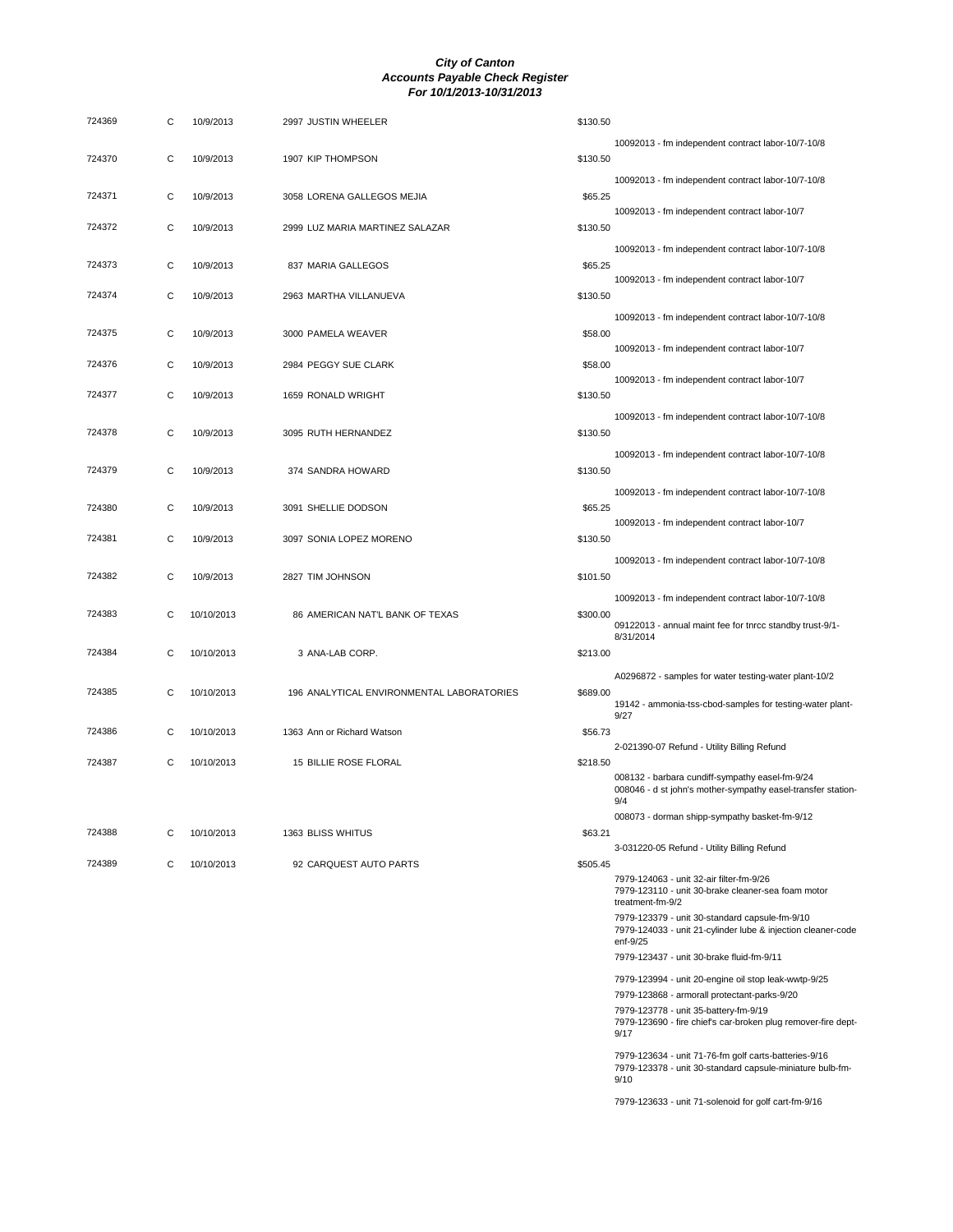**City of Canton**
**Accounts Payable Check Register**
**For 10/1/2013-10/31/2013**

| Check | Type | Date | Vendor | Amount | Description |
|---|---|---|---|---|---|
| 724369 | C | 10/9/2013 | 2997 JUSTIN WHEELER | $130.50 | 10092013 - fm independent contract labor-10/7-10/8 |
| 724370 | C | 10/9/2013 | 1907 KIP THOMPSON | $130.50 | 10092013 - fm independent contract labor-10/7-10/8 |
| 724371 | C | 10/9/2013 | 3058 LORENA GALLEGOS MEJIA | $65.25 | 10092013 - fm independent contract labor-10/7 |
| 724372 | C | 10/9/2013 | 2999 LUZ MARIA MARTINEZ SALAZAR | $130.50 | 10092013 - fm independent contract labor-10/7-10/8 |
| 724373 | C | 10/9/2013 | 837 MARIA GALLEGOS | $65.25 | 10092013 - fm independent contract labor-10/7 |
| 724374 | C | 10/9/2013 | 2963 MARTHA VILLANUEVA | $130.50 | 10092013 - fm independent contract labor-10/7-10/8 |
| 724375 | C | 10/9/2013 | 3000 PAMELA WEAVER | $58.00 | 10092013 - fm independent contract labor-10/7 |
| 724376 | C | 10/9/2013 | 2984 PEGGY SUE CLARK | $58.00 | 10092013 - fm independent contract labor-10/7 |
| 724377 | C | 10/9/2013 | 1659 RONALD WRIGHT | $130.50 | 10092013 - fm independent contract labor-10/7-10/8 |
| 724378 | C | 10/9/2013 | 3095 RUTH HERNANDEZ | $130.50 | 10092013 - fm independent contract labor-10/7-10/8 |
| 724379 | C | 10/9/2013 | 374 SANDRA HOWARD | $130.50 | 10092013 - fm independent contract labor-10/7-10/8 |
| 724380 | C | 10/9/2013 | 3091 SHELLIE DODSON | $65.25 | 10092013 - fm independent contract labor-10/7 |
| 724381 | C | 10/9/2013 | 3097 SONIA LOPEZ MORENO | $130.50 | 10092013 - fm independent contract labor-10/7-10/8 |
| 724382 | C | 10/9/2013 | 2827 TIM JOHNSON | $101.50 | 10092013 - fm independent contract labor-10/7-10/8 |
| 724383 | C | 10/10/2013 | 86 AMERICAN NAT'L BANK OF TEXAS | $300.00 | 09122013 - annual maint fee for tnrcc standby trust-9/1-8/31/2014 |
| 724384 | C | 10/10/2013 | 3 ANA-LAB CORP. | $213.00 | A0296872 - samples for water testing-water plant-10/2 |
| 724385 | C | 10/10/2013 | 196 ANALYTICAL ENVIRONMENTAL LABORATORIES | $689.00 | 19142 - ammonia-tss-cbod-samples for testing-water plant-9/27 |
| 724386 | C | 10/10/2013 | 1363 Ann or Richard Watson | $56.73 | 2-021390-07 Refund - Utility Billing Refund |
| 724387 | C | 10/10/2013 | 15 BILLIE ROSE FLORAL | $218.50 | 008132 - barbara cundiff-sympathy easel-fm-9/24<br>008046 - d st john's mother-sympathy easel-transfer station-9/4<br>008073 - dorman shipp-sympathy basket-fm-9/12 |
| 724388 | C | 10/10/2013 | 1363 BLISS WHITUS | $63.21 | 3-031220-05 Refund - Utility Billing Refund |
| 724389 | C | 10/10/2013 | 92 CARQUEST AUTO PARTS | $505.45 | 7979-124063 - unit 32-air filter-fm-9/26<br>7979-123110 - unit 30-brake cleaner-sea foam motor treatment-fm-9/2<br>7979-123379 - unit 30-standard capsule-fm-9/10<br>7979-124033 - unit 21-cylinder lube & injection cleaner-code enf-9/25<br>7979-123437 - unit 30-brake fluid-fm-9/11<br>7979-123994 - unit 20-engine oil stop leak-wwtp-9/25<br>7979-123868 - armorall protectant-parks-9/20<br>7979-123778 - unit 35-battery-fm-9/19<br>7979-123690 - fire chief's car-broken plug remover-fire dept-9/17<br>7979-123634 - unit 71-76-fm golf carts-batteries-9/16<br>7979-123378 - unit 30-standard capsule-miniature bulb-fm-9/10<br>7979-123633 - unit 71-solenoid for golf cart-fm-9/16 |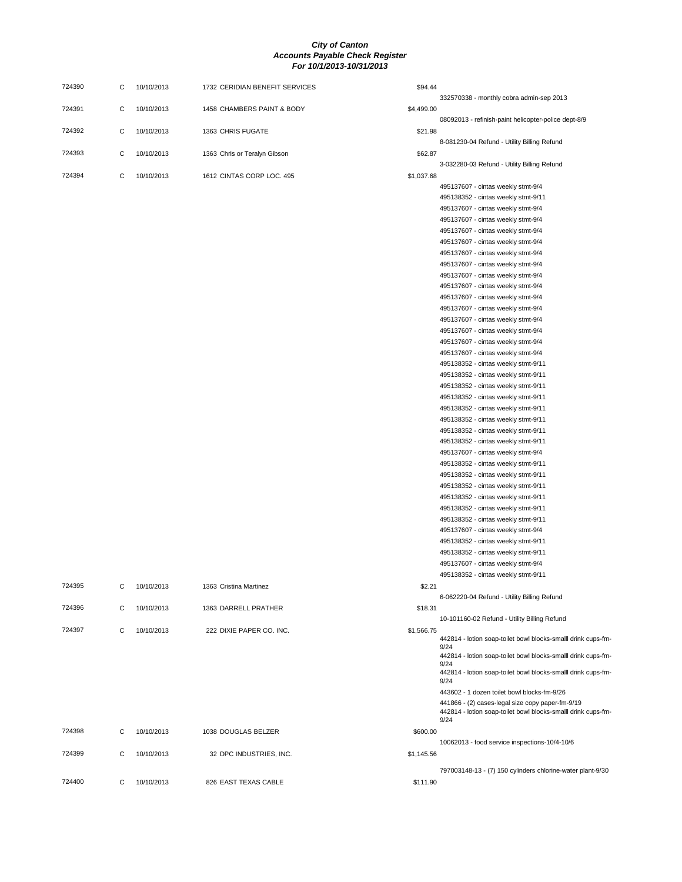**City of Canton**
**Accounts Payable Check Register**
**For 10/1/2013-10/31/2013**

| Check # | Type | Date | Vendor | Amount | Description |
|---|---|---|---|---|---|
| 724390 | C | 10/10/2013 | 1732 CERIDIAN BENEFIT SERVICES | $94.44 | |
| | | | | | 332570338 - monthly cobra admin-sep 2013 |
| 724391 | C | 10/10/2013 | 1458 CHAMBERS PAINT & BODY | $4,499.00 | |
| | | | | | 08092013 - refinish-paint helicopter-police dept-8/9 |
| 724392 | C | 10/10/2013 | 1363 CHRIS FUGATE | $21.98 | |
| | | | | | 8-081230-04 Refund - Utility Billing Refund |
| 724393 | C | 10/10/2013 | 1363 Chris or Teralyn Gibson | $62.87 | |
| | | | | | 3-032280-03 Refund - Utility Billing Refund |
| 724394 | C | 10/10/2013 | 1612 CINTAS CORP LOC. 495 | $1,037.68 | |
| | | | | | 495137607 - cintas weekly stmt-9/4 |
| | | | | | 495138352 - cintas weekly stmt-9/11 |
| | | | | | 495137607 - cintas weekly stmt-9/4 |
| | | | | | 495137607 - cintas weekly stmt-9/4 |
| | | | | | 495137607 - cintas weekly stmt-9/4 |
| | | | | | 495137607 - cintas weekly stmt-9/4 |
| | | | | | 495137607 - cintas weekly stmt-9/4 |
| | | | | | 495137607 - cintas weekly stmt-9/4 |
| | | | | | 495137607 - cintas weekly stmt-9/4 |
| | | | | | 495137607 - cintas weekly stmt-9/4 |
| | | | | | 495137607 - cintas weekly stmt-9/4 |
| | | | | | 495137607 - cintas weekly stmt-9/4 |
| | | | | | 495137607 - cintas weekly stmt-9/4 |
| | | | | | 495137607 - cintas weekly stmt-9/4 |
| | | | | | 495137607 - cintas weekly stmt-9/4 |
| | | | | | 495137607 - cintas weekly stmt-9/4 |
| | | | | | 495138352 - cintas weekly stmt-9/11 |
| | | | | | 495138352 - cintas weekly stmt-9/11 |
| | | | | | 495138352 - cintas weekly stmt-9/11 |
| | | | | | 495138352 - cintas weekly stmt-9/11 |
| | | | | | 495138352 - cintas weekly stmt-9/11 |
| | | | | | 495138352 - cintas weekly stmt-9/11 |
| | | | | | 495138352 - cintas weekly stmt-9/11 |
| | | | | | 495138352 - cintas weekly stmt-9/11 |
| | | | | | 495137607 - cintas weekly stmt-9/4 |
| | | | | | 495138352 - cintas weekly stmt-9/11 |
| | | | | | 495138352 - cintas weekly stmt-9/11 |
| | | | | | 495138352 - cintas weekly stmt-9/11 |
| | | | | | 495138352 - cintas weekly stmt-9/11 |
| | | | | | 495138352 - cintas weekly stmt-9/11 |
| | | | | | 495138352 - cintas weekly stmt-9/11 |
| | | | | | 495137607 - cintas weekly stmt-9/4 |
| | | | | | 495138352 - cintas weekly stmt-9/11 |
| | | | | | 495138352 - cintas weekly stmt-9/11 |
| | | | | | 495137607 - cintas weekly stmt-9/4 |
| | | | | | 495138352 - cintas weekly stmt-9/11 |
| 724395 | C | 10/10/2013 | 1363 Cristina Martinez | $2.21 | |
| | | | | | 6-062220-04 Refund - Utility Billing Refund |
| 724396 | C | 10/10/2013 | 1363 DARRELL PRATHER | $18.31 | |
| | | | | | 10-101160-02 Refund - Utility Billing Refund |
| 724397 | C | 10/10/2013 | 222 DIXIE PAPER CO. INC. | $1,566.75 | |
| | | | | | 442814 - lotion soap-toilet bowl blocks-smalll drink cups-fm-9/24 |
| | | | | | 442814 - lotion soap-toilet bowl blocks-smalll drink cups-fm-9/24 |
| | | | | | 442814 - lotion soap-toilet bowl blocks-smalll drink cups-fm-9/24 |
| | | | | | 443602 - 1 dozen toilet bowl blocks-fm-9/26 |
| | | | | | 441866 - (2) cases-legal size copy paper-fm-9/19 |
| | | | | | 442814 - lotion soap-toilet bowl blocks-smalll drink cups-fm-9/24 |
| 724398 | C | 10/10/2013 | 1038 DOUGLAS BELZER | $600.00 | |
| | | | | | 10062013 - food service inspections-10/4-10/6 |
| 724399 | C | 10/10/2013 | 32 DPC INDUSTRIES, INC. | $1,145.56 | |
| | | | | | 797003148-13 - (7) 150 cylinders chlorine-water plant-9/30 |
| 724400 | C | 10/10/2013 | 826 EAST TEXAS CABLE | $111.90 | |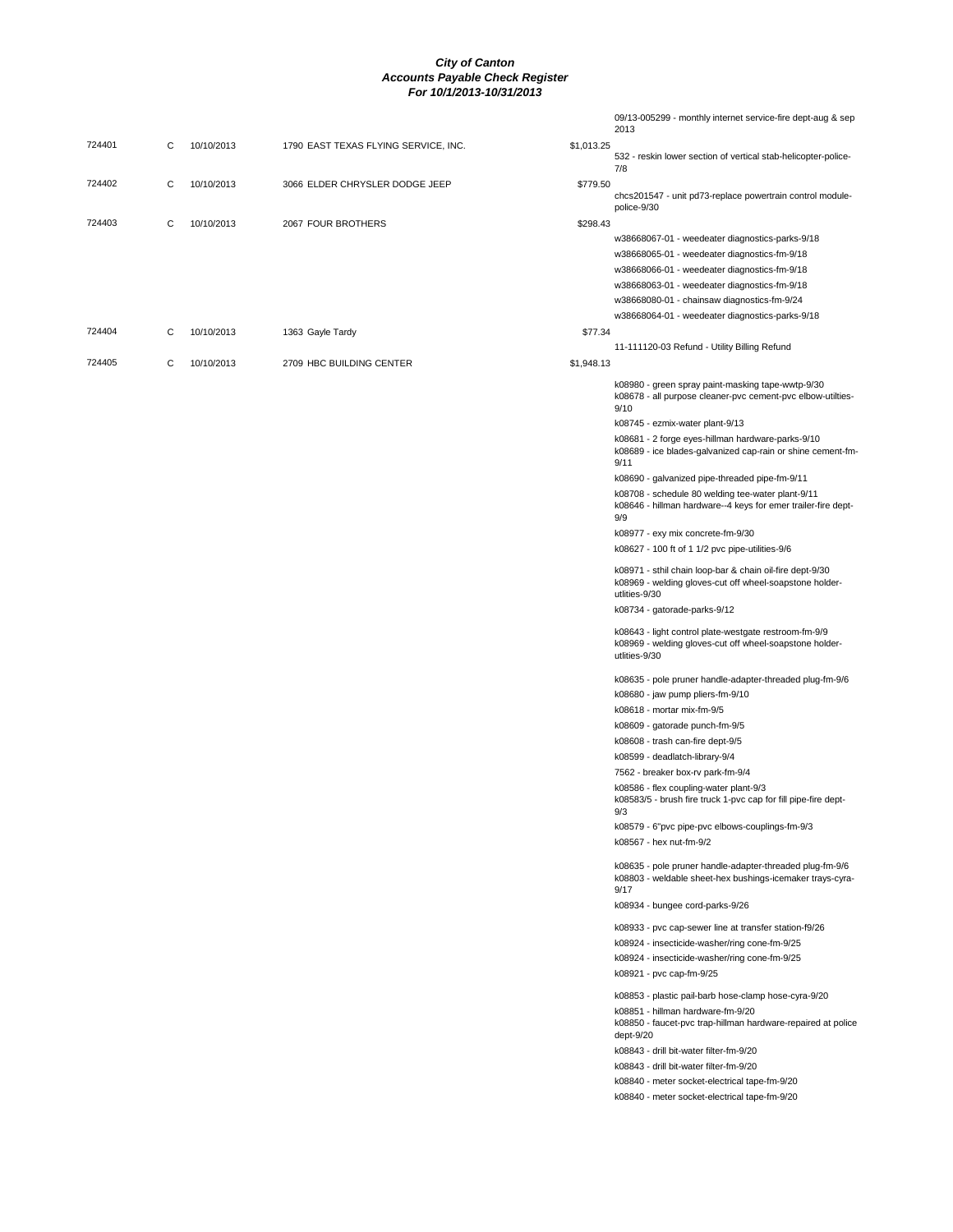**City of Canton**
**Accounts Payable Check Register**
**For 10/1/2013-10/31/2013**

| Check # | Type | Date | Vendor | Amount | Description |
|---|---|---|---|---|---|
| | | | | | 09/13-005299 - monthly internet service-fire dept-aug & sep 2013 |
| 724401 | C | 10/10/2013 | 1790 EAST TEXAS FLYING SERVICE, INC. | $1,013.25 | |
| | | | | | 532 - reskin lower section of vertical stab-helicopter-police-7/8 |
| 724402 | C | 10/10/2013 | 3066 ELDER CHRYSLER DODGE JEEP | $779.50 | |
| | | | | | chcs201547 - unit pd73-replace powertrain control module-police-9/30 |
| 724403 | C | 10/10/2013 | 2067 FOUR BROTHERS | $298.43 | |
| | | | | | w38668067-01 - weedeater diagnostics-parks-9/18 |
| | | | | | w38668065-01 - weedeater diagnostics-fm-9/18 |
| | | | | | w38668066-01 - weedeater diagnostics-fm-9/18 |
| | | | | | w38668063-01 - weedeater diagnostics-fm-9/18 |
| | | | | | w38668080-01 - chainsaw diagnostics-fm-9/24 |
| | | | | | w38668064-01 - weedeater diagnostics-parks-9/18 |
| 724404 | C | 10/10/2013 | 1363 Gayle Tardy | $77.34 | |
| | | | | | 11-111120-03 Refund - Utility Billing Refund |
| 724405 | C | 10/10/2013 | 2709 HBC BUILDING CENTER | $1,948.13 | |
| | | | | | k08980 - green spray paint-masking tape-wwtp-9/30 |
| | | | | | k08678 - all purpose cleaner-pvc cement-pvc elbow-utilties-9/10 |
| | | | | | k08745 - ezmix-water plant-9/13 |
| | | | | | k08681 - 2 forge eyes-hillman hardware-parks-9/10 |
| | | | | | k08689 - ice blades-galvanized cap-rain or shine cement-fm-9/11 |
| | | | | | k08690 - galvanized pipe-threaded pipe-fm-9/11 |
| | | | | | k08708 - schedule 80 welding tee-water plant-9/11 |
| | | | | | k08646 - hillman hardware--4 keys for emer trailer-fire dept-9/9 |
| | | | | | k08977 - exy mix concrete-fm-9/30 |
| | | | | | k08627 - 100 ft of 1 1/2 pvc pipe-utilities-9/6 |
| | | | | | k08971 - sthil chain loop-bar & chain oil-fire dept-9/30 |
| | | | | | k08969 - welding gloves-cut off wheel-soapstone holder-utlities-9/30 |
| | | | | | k08734 - gatorade-parks-9/12 |
| | | | | | k08643 - light control plate-westgate restroom-fm-9/9 |
| | | | | | k08969 - welding gloves-cut off wheel-soapstone holder-utlities-9/30 |
| | | | | | k08635 - pole pruner handle-adapter-threaded plug-fm-9/6 |
| | | | | | k08680 - jaw pump pliers-fm-9/10 |
| | | | | | k08618 - mortar mix-fm-9/5 |
| | | | | | k08609 - gatorade punch-fm-9/5 |
| | | | | | k08608 - trash can-fire dept-9/5 |
| | | | | | k08599 - deadlatch-library-9/4 |
| | | | | | 7562 - breaker box-rv park-fm-9/4 |
| | | | | | k08586 - flex coupling-water plant-9/3 |
| | | | | | k08583/5 - brush fire truck 1-pvc cap for fill pipe-fire dept-9/3 |
| | | | | | k08579 - 6"pvc pipe-pvc elbows-couplings-fm-9/3 |
| | | | | | k08567 - hex nut-fm-9/2 |
| | | | | | k08635 - pole pruner handle-adapter-threaded plug-fm-9/6 |
| | | | | | k08803 - weldable sheet-hex bushings-icemaker trays-cyra-9/17 |
| | | | | | k08934 - bungee cord-parks-9/26 |
| | | | | | k08933 - pvc cap-sewer line at transfer station-f9/26 |
| | | | | | k08924 - insecticide-washer/ring cone-fm-9/25 |
| | | | | | k08924 - insecticide-washer/ring cone-fm-9/25 |
| | | | | | k08921 - pvc cap-fm-9/25 |
| | | | | | k08853 - plastic pail-barb hose-clamp hose-cyra-9/20 |
| | | | | | k08851 - hillman hardware-fm-9/20 |
| | | | | | k08850 - faucet-pvc trap-hillman hardware-repaired at police dept-9/20 |
| | | | | | k08843 - drill bit-water filter-fm-9/20 |
| | | | | | k08843 - drill bit-water filter-fm-9/20 |
| | | | | | k08840 - meter socket-electrical tape-fm-9/20 |
| | | | | | k08840 - meter socket-electrical tape-fm-9/20 |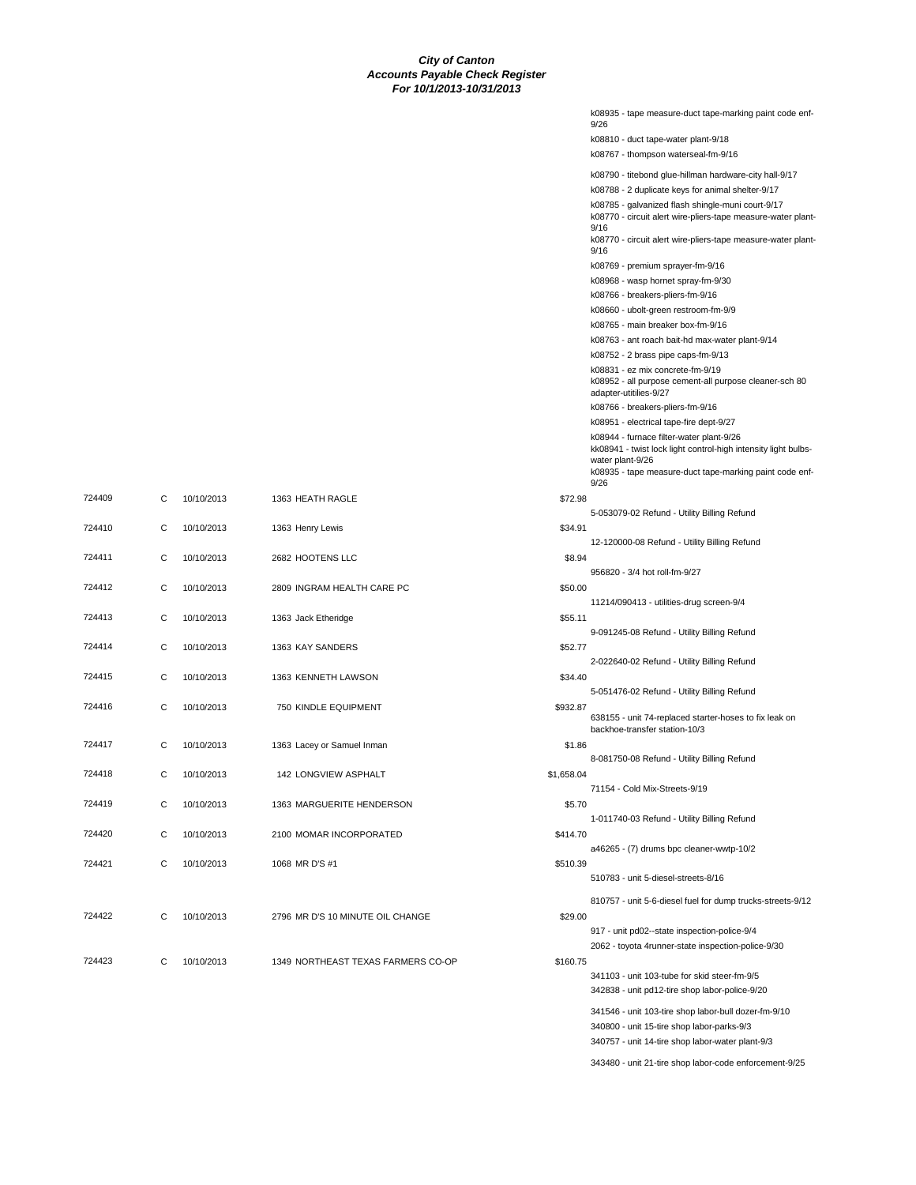**City of Canton**
**Accounts Payable Check Register**
**For 10/1/2013-10/31/2013**

| Check # | Type | Date | Vendor | Amount | Description |
|---|---|---|---|---|---|
| | | | | | k08935 - tape measure-duct tape-marking paint code enf-9/26 |
| | | | | | k08810 - duct tape-water plant-9/18 |
| | | | | | k08767 - thompson waterseal-fm-9/16 |
| | | | | | k08790 - titebond glue-hillman hardware-city hall-9/17 |
| | | | | | k08788 - 2 duplicate keys for animal shelter-9/17 |
| | | | | | k08785 - galvanized flash shingle-muni court-9/17 |
| | | | | | k08770 - circuit alert wire-pliers-tape measure-water plant-9/16 |
| | | | | | k08770 - circuit alert wire-pliers-tape measure-water plant-9/16 |
| | | | | | k08769 - premium sprayer-fm-9/16 |
| | | | | | k08968 - wasp hornet spray-fm-9/30 |
| | | | | | k08766 - breakers-pliers-fm-9/16 |
| | | | | | k08660 - ubolt-green restroom-fm-9/9 |
| | | | | | k08765 - main breaker box-fm-9/16 |
| | | | | | k08763 - ant roach bait-hd max-water plant-9/14 |
| | | | | | k08752 - 2 brass pipe caps-fm-9/13 |
| | | | | | k08831 - ez mix concrete-fm-9/19 |
| | | | | | k08952 - all purpose cement-all purpose cleaner-sch 80 adapter-utitilies-9/27 |
| | | | | | k08766 - breakers-pliers-fm-9/16 |
| | | | | | k08951 - electrical tape-fire dept-9/27 |
| | | | | | k08944 - furnace filter-water plant-9/26 |
| | | | | | kk08941 - twist lock light control-high intensity light bulbs-water plant-9/26 |
| | | | | | k08935 - tape measure-duct tape-marking paint code enf-9/26 |
| 724409 | C | 10/10/2013 | 1363 HEATH RAGLE | $72.98 | |
| | | | | | 5-053079-02 Refund - Utility Billing Refund |
| 724410 | C | 10/10/2013 | 1363 Henry Lewis | $34.91 | |
| | | | | | 12-120000-08 Refund - Utility Billing Refund |
| 724411 | C | 10/10/2013 | 2682 HOOTENS LLC | $8.94 | |
| | | | | | 956820 - 3/4 hot roll-fm-9/27 |
| 724412 | C | 10/10/2013 | 2809 INGRAM HEALTH CARE PC | $50.00 | |
| | | | | | 11214/090413 - utilities-drug screen-9/4 |
| 724413 | C | 10/10/2013 | 1363 Jack Etheridge | $55.11 | |
| | | | | | 9-091245-08 Refund - Utility Billing Refund |
| 724414 | C | 10/10/2013 | 1363 KAY SANDERS | $52.77 | |
| | | | | | 2-022640-02 Refund - Utility Billing Refund |
| 724415 | C | 10/10/2013 | 1363 KENNETH LAWSON | $34.40 | |
| | | | | | 5-051476-02 Refund - Utility Billing Refund |
| 724416 | C | 10/10/2013 | 750 KINDLE EQUIPMENT | $932.87 | |
| | | | | | 638155 - unit 74-replaced starter-hoses to fix leak on backhoe-transfer station-10/3 |
| 724417 | C | 10/10/2013 | 1363 Lacey or Samuel Inman | $1.86 | |
| | | | | | 8-081750-08 Refund - Utility Billing Refund |
| 724418 | C | 10/10/2013 | 142 LONGVIEW ASPHALT | $1,658.04 | |
| | | | | | 71154 - Cold Mix-Streets-9/19 |
| 724419 | C | 10/10/2013 | 1363 MARGUERITE HENDERSON | $5.70 | |
| | | | | | 1-011740-03 Refund - Utility Billing Refund |
| 724420 | C | 10/10/2013 | 2100 MOMAR INCORPORATED | $414.70 | |
| | | | | | a46265 - (7) drums bpc cleaner-wwtp-10/2 |
| 724421 | C | 10/10/2013 | 1068 MR D'S #1 | $510.39 | |
| | | | | | 510783 - unit 5-diesel-streets-8/16 |
| | | | | | 810757 - unit 5-6-diesel fuel for dump trucks-streets-9/12 |
| 724422 | C | 10/10/2013 | 2796 MR D'S 10 MINUTE OIL CHANGE | $29.00 | |
| | | | | | 917 - unit pd02--state inspection-police-9/4 |
| | | | | | 2062 - toyota 4runner-state inspection-police-9/30 |
| 724423 | C | 10/10/2013 | 1349 NORTHEAST TEXAS FARMERS CO-OP | $160.75 | |
| | | | | | 341103 - unit 103-tube for skid steer-fm-9/5 |
| | | | | | 342838 - unit pd12-tire shop labor-police-9/20 |
| | | | | | 341546 - unit 103-tire shop labor-bull dozer-fm-9/10 |
| | | | | | 340800 - unit 15-tire shop labor-parks-9/3 |
| | | | | | 340757 - unit 14-tire shop labor-water plant-9/3 |
| | | | | | 343480 - unit 21-tire shop labor-code enforcement-9/25 |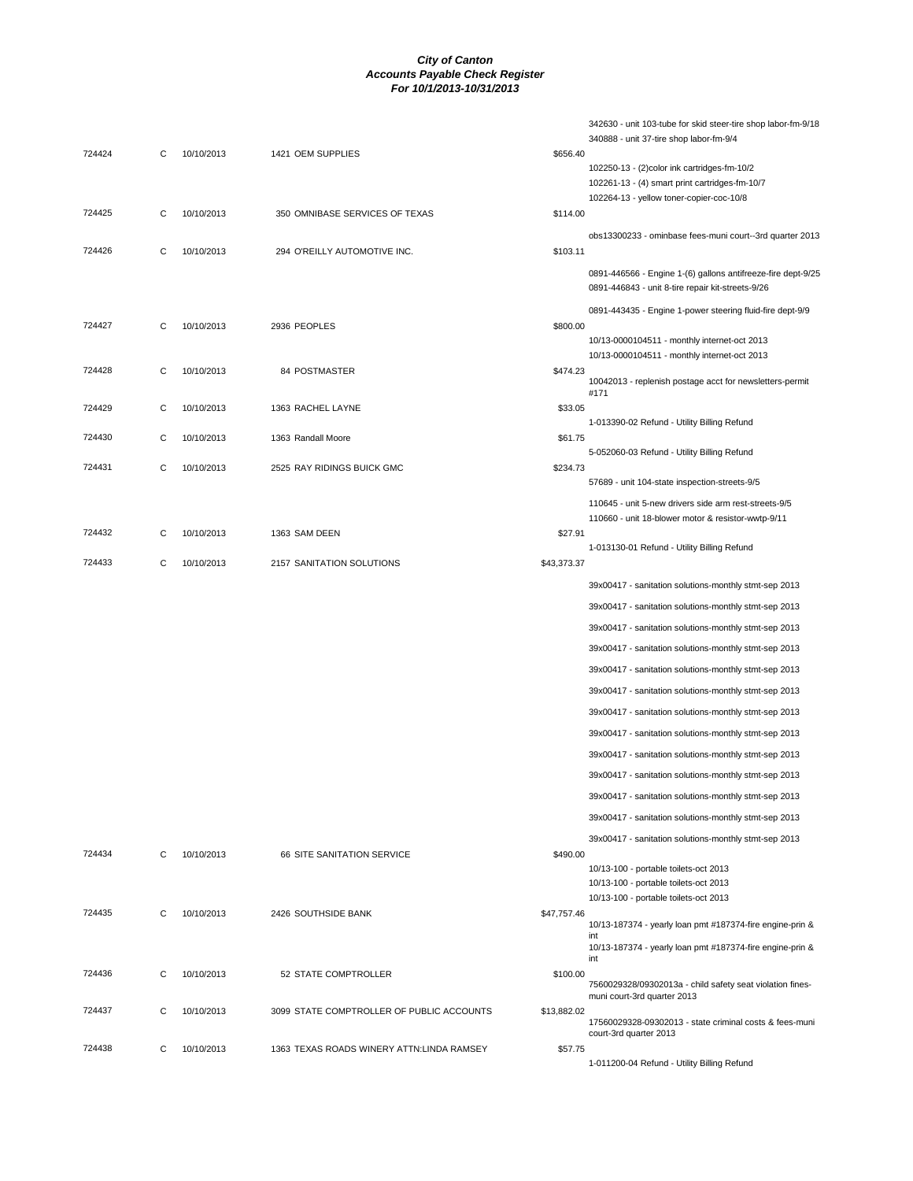# City of Canton
## Accounts Payable Check Register
### For 10/1/2013-10/31/2013

| Check # | Type | Date | Vendor | Amount | Description |
|---|---|---|---|---|---|
| | | | | | 342630 - unit 103-tube for skid steer-tire shop labor-fm-9/18 |
| | | | | | 340888 - unit 37-tire shop labor-fm-9/4 |
| 724424 | C | 10/10/2013 | 1421 OEM SUPPLIES | $656.40 | |
| | | | | | 102250-13 - (2)color ink cartridges-fm-10/2 |
| | | | | | 102261-13 - (4) smart print cartridges-fm-10/7 |
| | | | | | 102264-13 - yellow toner-copier-coc-10/8 |
| 724425 | C | 10/10/2013 | 350 OMNIBASE SERVICES OF TEXAS | $114.00 | |
| | | | | | obs13300233 - ominbase fees-muni court--3rd quarter 2013 |
| 724426 | C | 10/10/2013 | 294 O'REILLY AUTOMOTIVE INC. | $103.11 | |
| | | | | | 0891-446566 - Engine 1-(6) gallons antifreeze-fire dept-9/25 |
| | | | | | 0891-446843 - unit 8-tire repair kit-streets-9/26 |
| | | | | | 0891-443435 - Engine 1-power steering fluid-fire dept-9/9 |
| 724427 | C | 10/10/2013 | 2936 PEOPLES | $800.00 | |
| | | | | | 10/13-0000104511 - monthly internet-oct 2013 |
| | | | | | 10/13-0000104511 - monthly internet-oct 2013 |
| 724428 | C | 10/10/2013 | 84 POSTMASTER | $474.23 | |
| | | | | | 10042013 - replenish postage acct for newsletters-permit #171 |
| 724429 | C | 10/10/2013 | 1363 RACHEL LAYNE | $33.05 | |
| | | | | | 1-013390-02 Refund - Utility Billing Refund |
| 724430 | C | 10/10/2013 | 1363 Randall Moore | $61.75 | |
| | | | | | 5-052060-03 Refund - Utility Billing Refund |
| 724431 | C | 10/10/2013 | 2525 RAY RIDINGS BUICK GMC | $234.73 | |
| | | | | | 57689 - unit 104-state inspection-streets-9/5 |
| | | | | | 110645 - unit 5-new drivers side arm rest-streets-9/5 |
| | | | | | 110660 - unit 18-blower motor & resistor-wwtp-9/11 |
| 724432 | C | 10/10/2013 | 1363 SAM DEEN | $27.91 | |
| | | | | | 1-013130-01 Refund - Utility Billing Refund |
| 724433 | C | 10/10/2013 | 2157 SANITATION SOLUTIONS | $43,373.37 | |
| | | | | | 39x00417 - sanitation solutions-monthly stmt-sep 2013 |
| | | | | | 39x00417 - sanitation solutions-monthly stmt-sep 2013 |
| | | | | | 39x00417 - sanitation solutions-monthly stmt-sep 2013 |
| | | | | | 39x00417 - sanitation solutions-monthly stmt-sep 2013 |
| | | | | | 39x00417 - sanitation solutions-monthly stmt-sep 2013 |
| | | | | | 39x00417 - sanitation solutions-monthly stmt-sep 2013 |
| | | | | | 39x00417 - sanitation solutions-monthly stmt-sep 2013 |
| | | | | | 39x00417 - sanitation solutions-monthly stmt-sep 2013 |
| | | | | | 39x00417 - sanitation solutions-monthly stmt-sep 2013 |
| | | | | | 39x00417 - sanitation solutions-monthly stmt-sep 2013 |
| | | | | | 39x00417 - sanitation solutions-monthly stmt-sep 2013 |
| | | | | | 39x00417 - sanitation solutions-monthly stmt-sep 2013 |
| | | | | | 39x00417 - sanitation solutions-monthly stmt-sep 2013 |
| 724434 | C | 10/10/2013 | 66 SITE SANITATION SERVICE | $490.00 | |
| | | | | | 10/13-100 - portable toilets-oct 2013 |
| | | | | | 10/13-100 - portable toilets-oct 2013 |
| | | | | | 10/13-100 - portable toilets-oct 2013 |
| 724435 | C | 10/10/2013 | 2426 SOUTHSIDE BANK | $47,757.46 | |
| | | | | | 10/13-187374 - yearly loan pmt #187374-fire engine-prin & int |
| | | | | | 10/13-187374 - yearly loan pmt #187374-fire engine-prin & int |
| 724436 | C | 10/10/2013 | 52 STATE COMPTROLLER | $100.00 | |
| | | | | | 7560029328/09302013a - child safety seat violation fines-muni court-3rd quarter 2013 |
| 724437 | C | 10/10/2013 | 3099 STATE COMPTROLLER OF PUBLIC ACCOUNTS | $13,882.02 | |
| | | | | | 17560029328-09302013 - state criminal costs & fees-muni court-3rd quarter 2013 |
| 724438 | C | 10/10/2013 | 1363 TEXAS ROADS WINERY ATTN:LINDA RAMSEY | $57.75 | |
| | | | | | 1-011200-04 Refund - Utility Billing Refund |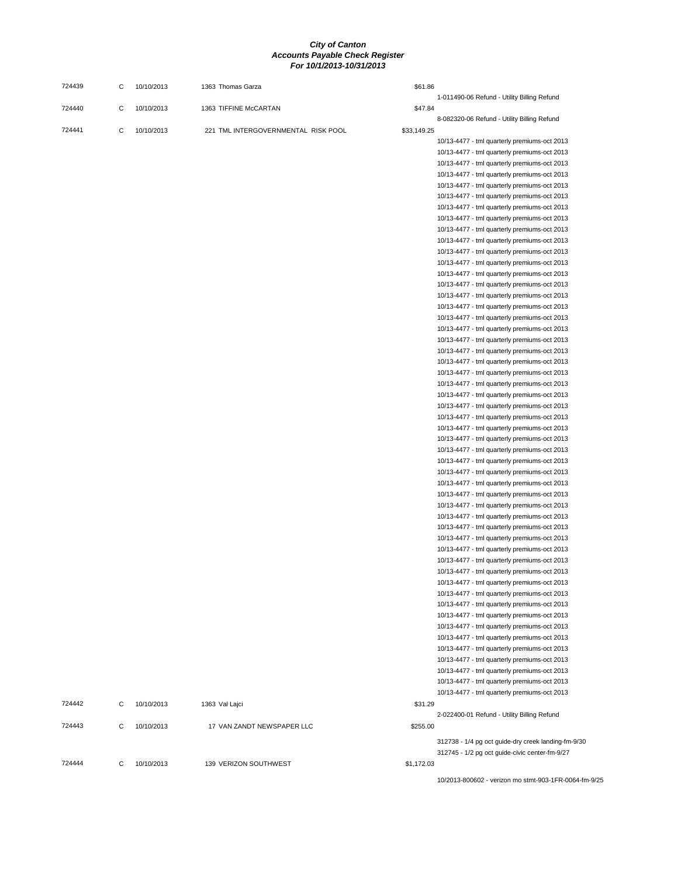| Check | Type | Date | Vendor | Amount | Description |
|---|---|---|---|---|---|
| 724439 | C | 10/10/2013 | 1363 Thomas Garza | $61.86 | |
| | | | | | 1-011490-06 Refund - Utility Billing Refund |
| 724440 | C | 10/10/2013 | 1363 TIFFINE McCARTAN | $47.84 | |
| | | | | | 8-082320-06 Refund - Utility Billing Refund |
| 724441 | C | 10/10/2013 | 221 TML INTERGOVERNMENTAL RISK POOL | $33,149.25 | |
| | | | | | 10/13-4477 - tml quarterly premiums-oct 2013 |
| | | | | | 10/13-4477 - tml quarterly premiums-oct 2013 |
| | | | | | 10/13-4477 - tml quarterly premiums-oct 2013 |
| | | | | | 10/13-4477 - tml quarterly premiums-oct 2013 |
| | | | | | 10/13-4477 - tml quarterly premiums-oct 2013 |
| | | | | | 10/13-4477 - tml quarterly premiums-oct 2013 |
| | | | | | 10/13-4477 - tml quarterly premiums-oct 2013 |
| | | | | | 10/13-4477 - tml quarterly premiums-oct 2013 |
| | | | | | 10/13-4477 - tml quarterly premiums-oct 2013 |
| | | | | | 10/13-4477 - tml quarterly premiums-oct 2013 |
| | | | | | 10/13-4477 - tml quarterly premiums-oct 2013 |
| | | | | | 10/13-4477 - tml quarterly premiums-oct 2013 |
| | | | | | 10/13-4477 - tml quarterly premiums-oct 2013 |
| | | | | | 10/13-4477 - tml quarterly premiums-oct 2013 |
| | | | | | 10/13-4477 - tml quarterly premiums-oct 2013 |
| | | | | | 10/13-4477 - tml quarterly premiums-oct 2013 |
| | | | | | 10/13-4477 - tml quarterly premiums-oct 2013 |
| | | | | | 10/13-4477 - tml quarterly premiums-oct 2013 |
| | | | | | 10/13-4477 - tml quarterly premiums-oct 2013 |
| | | | | | 10/13-4477 - tml quarterly premiums-oct 2013 |
| | | | | | 10/13-4477 - tml quarterly premiums-oct 2013 |
| | | | | | 10/13-4477 - tml quarterly premiums-oct 2013 |
| | | | | | 10/13-4477 - tml quarterly premiums-oct 2013 |
| | | | | | 10/13-4477 - tml quarterly premiums-oct 2013 |
| | | | | | 10/13-4477 - tml quarterly premiums-oct 2013 |
| | | | | | 10/13-4477 - tml quarterly premiums-oct 2013 |
| | | | | | 10/13-4477 - tml quarterly premiums-oct 2013 |
| | | | | | 10/13-4477 - tml quarterly premiums-oct 2013 |
| | | | | | 10/13-4477 - tml quarterly premiums-oct 2013 |
| | | | | | 10/13-4477 - tml quarterly premiums-oct 2013 |
| | | | | | 10/13-4477 - tml quarterly premiums-oct 2013 |
| | | | | | 10/13-4477 - tml quarterly premiums-oct 2013 |
| | | | | | 10/13-4477 - tml quarterly premiums-oct 2013 |
| | | | | | 10/13-4477 - tml quarterly premiums-oct 2013 |
| | | | | | 10/13-4477 - tml quarterly premiums-oct 2013 |
| | | | | | 10/13-4477 - tml quarterly premiums-oct 2013 |
| | | | | | 10/13-4477 - tml quarterly premiums-oct 2013 |
| | | | | | 10/13-4477 - tml quarterly premiums-oct 2013 |
| | | | | | 10/13-4477 - tml quarterly premiums-oct 2013 |
| | | | | | 10/13-4477 - tml quarterly premiums-oct 2013 |
| | | | | | 10/13-4477 - tml quarterly premiums-oct 2013 |
| | | | | | 10/13-4477 - tml quarterly premiums-oct 2013 |
| | | | | | 10/13-4477 - tml quarterly premiums-oct 2013 |
| | | | | | 10/13-4477 - tml quarterly premiums-oct 2013 |
| | | | | | 10/13-4477 - tml quarterly premiums-oct 2013 |
| | | | | | 10/13-4477 - tml quarterly premiums-oct 2013 |
| | | | | | 10/13-4477 - tml quarterly premiums-oct 2013 |
| | | | | | 10/13-4477 - tml quarterly premiums-oct 2013 |
| | | | | | 10/13-4477 - tml quarterly premiums-oct 2013 |
| | | | | | 10/13-4477 - tml quarterly premiums-oct 2013 |
| | | | | | 10/13-4477 - tml quarterly premiums-oct 2013 |
| 724442 | C | 10/10/2013 | 1363 Val Lajci | $31.29 | |
| | | | | | 2-022400-01 Refund - Utility Billing Refund |
| 724443 | C | 10/10/2013 | 17 VAN ZANDT NEWSPAPER LLC | $255.00 | |
| | | | | | 312738 - 1/4 pg oct guide-dry creek landing-fm-9/30 |
| | | | | | 312745 - 1/2 pg oct guide-civic center-fm-9/27 |
| 724444 | C | 10/10/2013 | 139 VERIZON SOUTHWEST | $1,172.03 | |
| | | | | | 10/2013-800602 - verizon mo stmt-903-1FR-0064-fm-9/25 |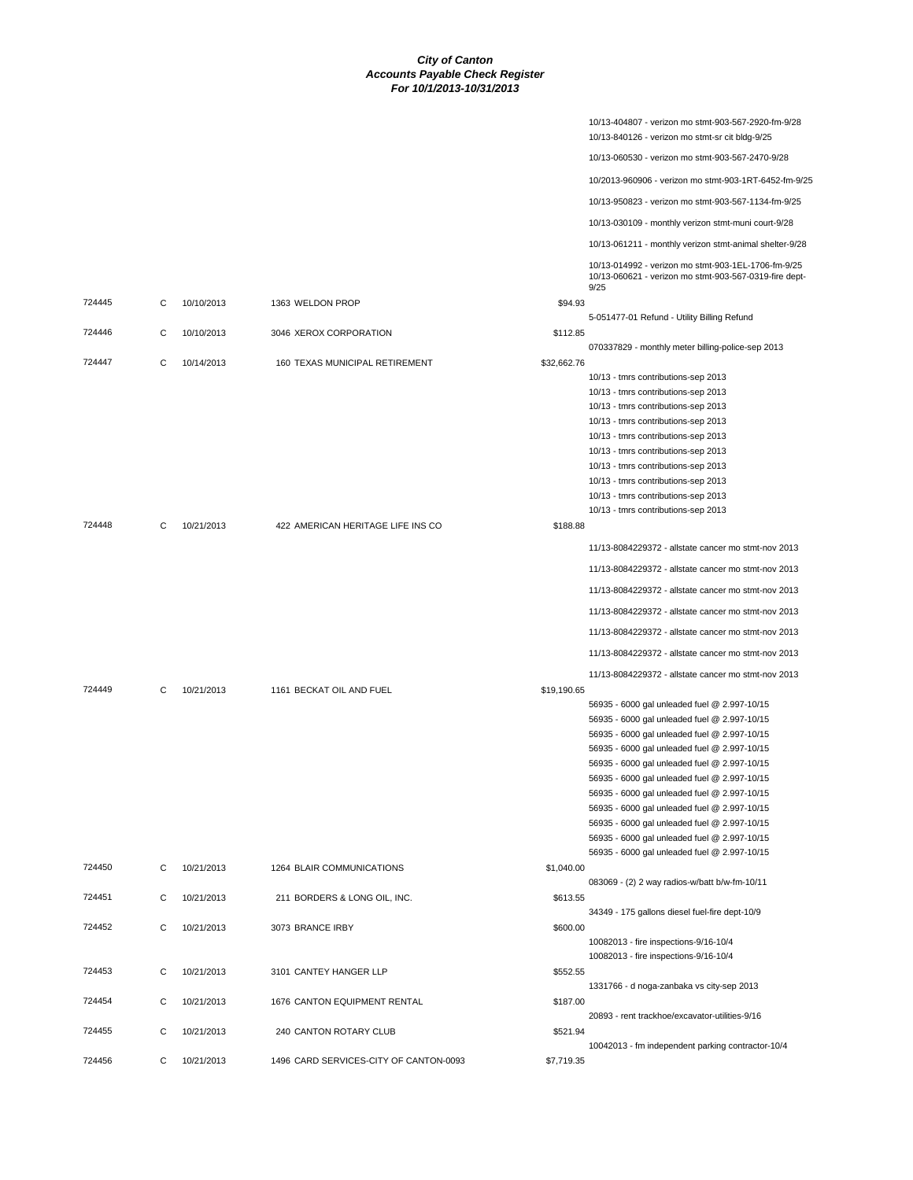**City of Canton**
**Accounts Payable Check Register**
**For 10/1/2013-10/31/2013**

| Check # | Type | Date | Vendor | Amount | Description |
|---|---|---|---|---|---|
| | | | | | 10/13-404807 - verizon mo stmt-903-567-2920-fm-9/28 |
| | | | | | 10/13-840126 - verizon mo stmt-sr cit bldg-9/25 |
| | | | | | 10/13-060530 - verizon mo stmt-903-567-2470-9/28 |
| | | | | | 10/2013-960906 - verizon mo stmt-903-1RT-6452-fm-9/25 |
| | | | | | 10/13-950823 - verizon mo stmt-903-567-1134-fm-9/25 |
| | | | | | 10/13-030109 - monthly verizon stmt-muni court-9/28 |
| | | | | | 10/13-061211 - monthly verizon stmt-animal shelter-9/28 |
| | | | | | 10/13-014992 - verizon mo stmt-903-1EL-1706-fm-9/25 |
| | | | | | 10/13-060621 - verizon mo stmt-903-567-0319-fire dept-9/25 |
| 724445 | C | 10/10/2013 | 1363 WELDON PROP | $94.93 | |
| | | | | | 5-051477-01 Refund - Utility Billing Refund |
| 724446 | C | 10/10/2013 | 3046 XEROX CORPORATION | $112.85 | |
| | | | | | 070337829 - monthly meter billing-police-sep 2013 |
| 724447 | C | 10/14/2013 | 160 TEXAS MUNICIPAL RETIREMENT | $32,662.76 | |
| | | | | | 10/13 - tmrs contributions-sep 2013 |
| | | | | | 10/13 - tmrs contributions-sep 2013 |
| | | | | | 10/13 - tmrs contributions-sep 2013 |
| | | | | | 10/13 - tmrs contributions-sep 2013 |
| | | | | | 10/13 - tmrs contributions-sep 2013 |
| | | | | | 10/13 - tmrs contributions-sep 2013 |
| | | | | | 10/13 - tmrs contributions-sep 2013 |
| | | | | | 10/13 - tmrs contributions-sep 2013 |
| | | | | | 10/13 - tmrs contributions-sep 2013 |
| | | | | | 10/13 - tmrs contributions-sep 2013 |
| 724448 | C | 10/21/2013 | 422 AMERICAN HERITAGE LIFE INS CO | $188.88 | |
| | | | | | 11/13-8084229372 - allstate cancer mo stmt-nov 2013 |
| | | | | | 11/13-8084229372 - allstate cancer mo stmt-nov 2013 |
| | | | | | 11/13-8084229372 - allstate cancer mo stmt-nov 2013 |
| | | | | | 11/13-8084229372 - allstate cancer mo stmt-nov 2013 |
| | | | | | 11/13-8084229372 - allstate cancer mo stmt-nov 2013 |
| | | | | | 11/13-8084229372 - allstate cancer mo stmt-nov 2013 |
| | | | | | 11/13-8084229372 - allstate cancer mo stmt-nov 2013 |
| 724449 | C | 10/21/2013 | 1161 BECKAT OIL AND FUEL | $19,190.65 | |
| | | | | | 56935 - 6000 gal unleaded fuel @ 2.997-10/15 |
| | | | | | 56935 - 6000 gal unleaded fuel @ 2.997-10/15 |
| | | | | | 56935 - 6000 gal unleaded fuel @ 2.997-10/15 |
| | | | | | 56935 - 6000 gal unleaded fuel @ 2.997-10/15 |
| | | | | | 56935 - 6000 gal unleaded fuel @ 2.997-10/15 |
| | | | | | 56935 - 6000 gal unleaded fuel @ 2.997-10/15 |
| | | | | | 56935 - 6000 gal unleaded fuel @ 2.997-10/15 |
| | | | | | 56935 - 6000 gal unleaded fuel @ 2.997-10/15 |
| | | | | | 56935 - 6000 gal unleaded fuel @ 2.997-10/15 |
| | | | | | 56935 - 6000 gal unleaded fuel @ 2.997-10/15 |
| | | | | | 56935 - 6000 gal unleaded fuel @ 2.997-10/15 |
| 724450 | C | 10/21/2013 | 1264 BLAIR COMMUNICATIONS | $1,040.00 | |
| | | | | | 083069 - (2) 2 way radios-w/batt b/w-fm-10/11 |
| 724451 | C | 10/21/2013 | 211 BORDERS & LONG OIL, INC. | $613.55 | |
| | | | | | 34349 - 175 gallons diesel fuel-fire dept-10/9 |
| 724452 | C | 10/21/2013 | 3073 BRANCE IRBY | $600.00 | |
| | | | | | 10082013 - fire inspections-9/16-10/4 |
| | | | | | 10082013 - fire inspections-9/16-10/4 |
| 724453 | C | 10/21/2013 | 3101 CANTEY HANGER LLP | $552.55 | |
| | | | | | 1331766 - d noga-zanbaka vs city-sep 2013 |
| 724454 | C | 10/21/2013 | 1676 CANTON EQUIPMENT RENTAL | $187.00 | |
| | | | | | 20893 - rent trackhoe/excavator-utilities-9/16 |
| 724455 | C | 10/21/2013 | 240 CANTON ROTARY CLUB | $521.94 | |
| | | | | | 10042013 - fm independent parking contractor-10/4 |
| 724456 | C | 10/21/2013 | 1496 CARD SERVICES-CITY OF CANTON-0093 | $7,719.35 | |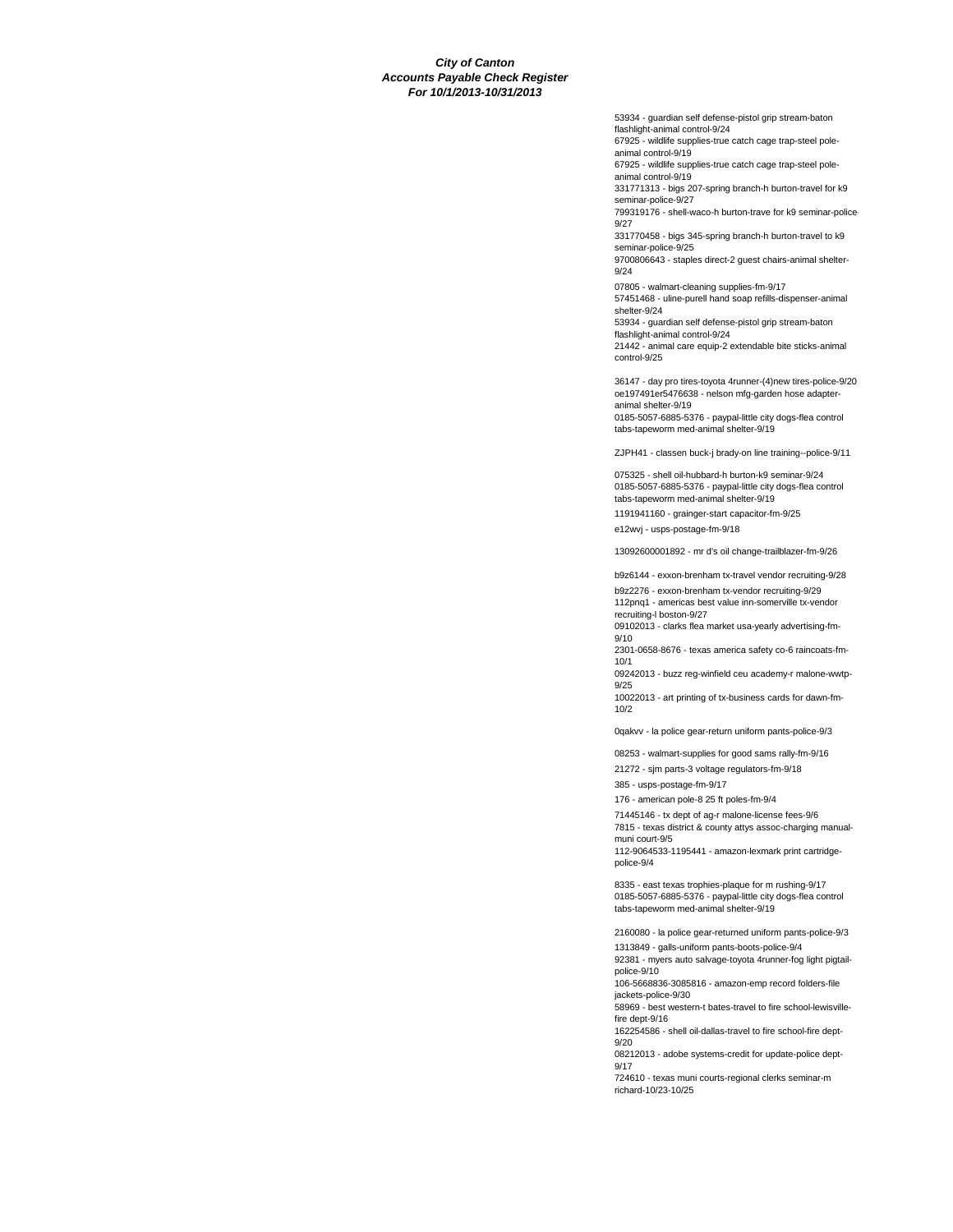***City of Canton***
***Accounts Payable Check Register***
***For 10/1/2013-10/31/2013***

53934 - guardian self defense-pistol grip stream-baton flashlight-animal control-9/24
67925 - wildlife supplies-true catch cage trap-steel pole-animal control-9/19
67925 - wildlife supplies-true catch cage trap-steel pole-animal control-9/19
331771313 - bigs 207-spring branch-h burton-travel for k9 seminar-police-9/27
799319176 - shell-waco-h burton-trave for k9 seminar-police-9/27
331770458 - bigs 345-spring branch-h burton-travel to k9 seminar-police-9/25
9700806643 - staples direct-2 guest chairs-animal shelter-9/24

07805 - walmart-cleaning supplies-fm-9/17
57451468 - uline-purell hand soap refills-dispenser-animal shelter-9/24
53934 - guardian self defense-pistol grip stream-baton flashlight-animal control-9/24
21442 - animal care equip-2 extendable bite sticks-animal control-9/25

36147 - day pro tires-toyota 4runner-(4)new tires-police-9/20
oe197491er5476638 - nelson mfg-garden hose adapter-animal shelter-9/19
0185-5057-6885-5376 - paypal-little city dogs-flea control tabs-tapeworm med-animal shelter-9/19

ZJPH41 - classen buck-j brady-on line training--police-9/11

075325 - shell oil-hubbard-h burton-k9 seminar-9/24
0185-5057-6885-5376 - paypal-little city dogs-flea control tabs-tapeworm med-animal shelter-9/19
1191941160 - grainger-start capacitor-fm-9/25
e12wvj - usps-postage-fm-9/18

13092600001892 - mr d's oil change-trailblazer-fm-9/26

b9z6144 - exxon-brenham tx-travel vendor recruiting-9/28
b9z2276 - exxon-brenham tx-vendor recruiting-9/29
112pnq1 - americas best value inn-somerville tx-vendor recruiting-l boston-9/27
09102013 - clarks flea market usa-yearly advertising-fm-9/10
2301-0658-8676 - texas america safety co-6 raincoats-fm-10/1
09242013 - buzz reg-winfield ceu academy-r malone-wwtp-9/25
10022013 - art printing of tx-business cards for dawn-fm-10/2

0qakvv - la police gear-return uniform pants-police-9/3

08253 - walmart-supplies for good sams rally-fm-9/16
21272 - sjm parts-3 voltage regulators-fm-9/18
385 - usps-postage-fm-9/17
176 - american pole-8 25 ft poles-fm-9/4
71445146 - tx dept of ag-r malone-license fees-9/6
7815 - texas district & county attys assoc-charging manual-muni court-9/5
112-9064533-1195441 - amazon-lexmark print cartridge-police-9/4

8335 - east texas trophies-plaque for m rushing-9/17
0185-5057-6885-5376 - paypal-little city dogs-flea control tabs-tapeworm med-animal shelter-9/19

2160080 - la police gear-returned uniform pants-police-9/3
1313849 - galls-uniform pants-boots-police-9/4
92381 - myers auto salvage-toyota 4runner-fog light pigtail-police-9/10
106-5668836-3085816 - amazon-emp record folders-file jackets-police-9/30
58969 - best western-t bates-travel to fire school-lewisville-fire dept-9/16
162254586 - shell oil-dallas-travel to fire school-fire dept-9/20
08212013 - adobe systems-credit for update-police dept-9/17
724610 - texas muni courts-regional clerks seminar-m richard-10/23-10/25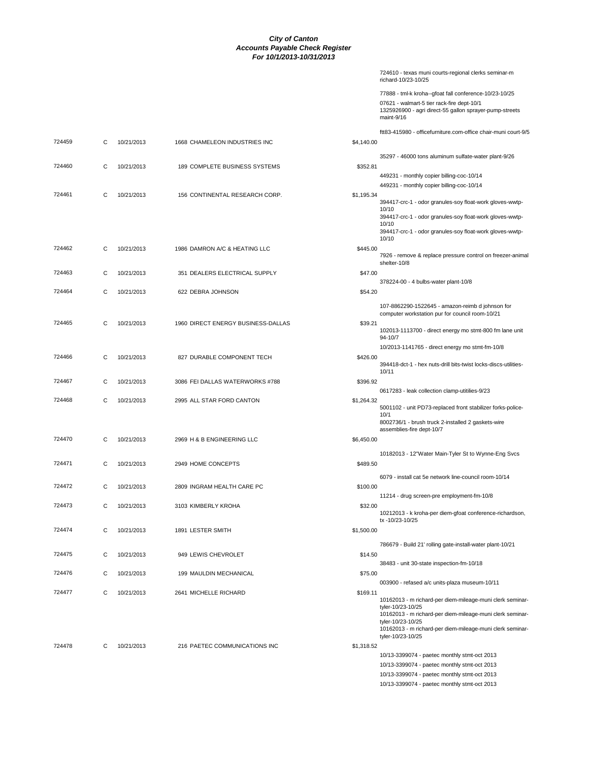**City of Canton**
**Accounts Payable Check Register**
**For 10/1/2013-10/31/2013**

| Check # | Type | Date | Vendor | Amount | Description |
|---|---|---|---|---|---|
| | | | | | 724610 - texas muni courts-regional clerks seminar-m richard-10/23-10/25 |
| | | | | | 77888 - tml-k kroha--gfoat fall conference-10/23-10/25 |
| | | | | | 07621 - walmart-5 tier rack-fire dept-10/1 |
| | | | | | 1325926900 - agri direct-55 gallon sprayer-pump-streets maint-9/16 |
| | | | | | ftt83-415980 - officefurniture.com-office chair-muni court-9/5 |
| 724459 | C | 10/21/2013 | 1668 CHAMELEON INDUSTRIES INC | $4,140.00 | |
| | | | | | 35297 - 46000 tons aluminum sulfate-water plant-9/26 |
| 724460 | C | 10/21/2013 | 189 COMPLETE BUSINESS SYSTEMS | $352.81 | |
| | | | | | 449231 - monthly copier billing-coc-10/14 |
| | | | | | 449231 - monthly copier billing-coc-10/14 |
| 724461 | C | 10/21/2013 | 156 CONTINENTAL RESEARCH CORP. | $1,195.34 | |
| | | | | | 394417-crc-1 - odor granules-soy float-work gloves-wwtp-10/10 |
| | | | | | 394417-crc-1 - odor granules-soy float-work gloves-wwtp-10/10 |
| | | | | | 394417-crc-1 - odor granules-soy float-work gloves-wwtp-10/10 |
| 724462 | C | 10/21/2013 | 1986 DAMRON A/C & HEATING LLC | $445.00 | |
| | | | | | 7926 - remove & replace pressure control on freezer-animal shelter-10/8 |
| 724463 | C | 10/21/2013 | 351 DEALERS ELECTRICAL SUPPLY | $47.00 | |
| | | | | | 378224-00 - 4 bulbs-water plant-10/8 |
| 724464 | C | 10/21/2013 | 622 DEBRA JOHNSON | $54.20 | |
| | | | | | 107-8862290-1522645 - amazon-reimb d johnson for computer workstation pur for council room-10/21 |
| 724465 | C | 10/21/2013 | 1960 DIRECT ENERGY BUSINESS-DALLAS | $39.21 | |
| | | | | | 102013-1113700 - direct energy mo stmt-800 fm lane unit 94-10/7 |
| | | | | | 10/2013-1141765 - direct energy mo stmt-fm-10/8 |
| 724466 | C | 10/21/2013 | 827 DURABLE COMPONENT TECH | $426.00 | |
| | | | | | 394418-dct-1 - hex nuts-drill bits-twist locks-discs-utilities-10/11 |
| 724467 | C | 10/21/2013 | 3086 FEI DALLAS WATERWORKS #788 | $396.92 | |
| | | | | | 0617283 - leak collection clamp-utitilies-9/23 |
| 724468 | C | 10/21/2013 | 2995 ALL STAR FORD CANTON | $1,264.32 | |
| | | | | | 5001102 - unit PD73-replaced front stabilizer forks-police-10/1 |
| | | | | | 8002736/1 - brush truck 2-installed 2 gaskets-wire assemblies-fire dept-10/7 |
| 724470 | C | 10/21/2013 | 2969 H & B ENGINEERING LLC | $6,450.00 | |
| | | | | | 10182013 - 12"Water Main-Tyler St to Wynne-Eng Svcs |
| 724471 | C | 10/21/2013 | 2949 HOME CONCEPTS | $489.50 | |
| | | | | | 6079 - install cat 5e network line-council room-10/14 |
| 724472 | C | 10/21/2013 | 2809 INGRAM HEALTH CARE PC | $100.00 | |
| | | | | | 11214 - drug screen-pre employment-fm-10/8 |
| 724473 | C | 10/21/2013 | 3103 KIMBERLY KROHA | $32.00 | |
| | | | | | 10212013 - k kroha-per diem-gfoat conference-richardson, tx -10/23-10/25 |
| 724474 | C | 10/21/2013 | 1891 LESTER SMITH | $1,500.00 | |
| | | | | | 786679 - Build 21' rolling gate-install-water plant-10/21 |
| 724475 | C | 10/21/2013 | 949 LEWIS CHEVROLET | $14.50 | |
| | | | | | 38483 - unit 30-state inspection-fm-10/18 |
| 724476 | C | 10/21/2013 | 199 MAULDIN MECHANICAL | $75.00 | |
| | | | | | 003900 - refased a/c units-plaza museum-10/11 |
| 724477 | C | 10/21/2013 | 2641 MICHELLE RICHARD | $169.11 | |
| | | | | | 10162013 - m richard-per diem-mileage-muni clerk seminar-tyler-10/23-10/25 |
| | | | | | 10162013 - m richard-per diem-mileage-muni clerk seminar-tyler-10/23-10/25 |
| | | | | | 10162013 - m richard-per diem-mileage-muni clerk seminar-tyler-10/23-10/25 |
| 724478 | C | 10/21/2013 | 216 PAETEC COMMUNICATIONS INC | $1,318.52 | |
| | | | | | 10/13-3399074 - paetec monthly stmt-oct 2013 |
| | | | | | 10/13-3399074 - paetec monthly stmt-oct 2013 |
| | | | | | 10/13-3399074 - paetec monthly stmt-oct 2013 |
| | | | | | 10/13-3399074 - paetec monthly stmt-oct 2013 |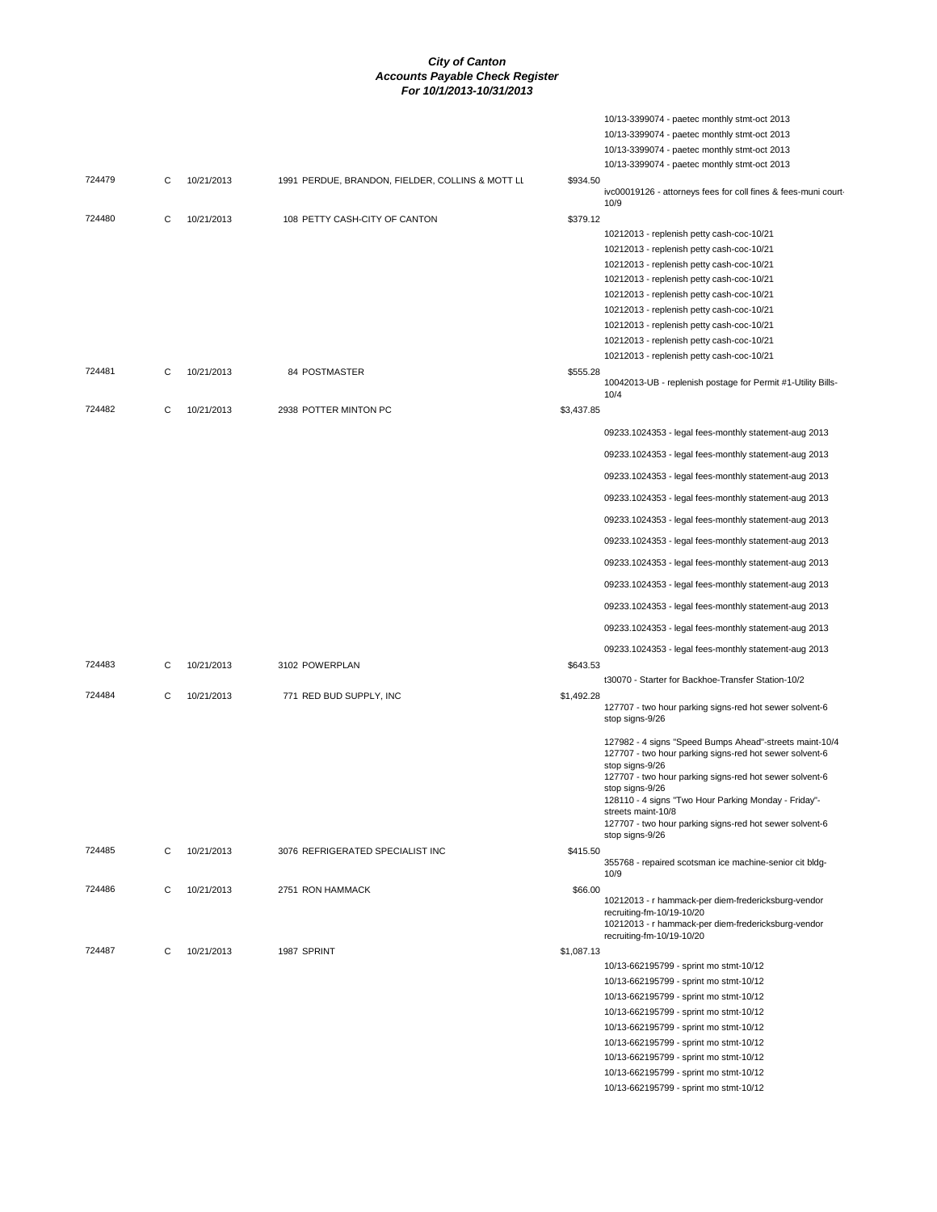# City of Canton
## Accounts Payable Check Register
### For 10/1/2013-10/31/2013

| Check # | Type | Date | Vendor | Amount | Description |
|---|---|---|---|---|---|
| | | | | | 10/13-3399074 - paetec monthly stmt-oct 2013 |
| | | | | | 10/13-3399074 - paetec monthly stmt-oct 2013 |
| | | | | | 10/13-3399074 - paetec monthly stmt-oct 2013 |
| | | | | | 10/13-3399074 - paetec monthly stmt-oct 2013 |
| 724479 | C | 10/21/2013 | 1991 PERDUE, BRANDON, FIELDER, COLLINS & MOTT LL | $934.50 | ivc00019126 - attorneys fees for coll fines & fees-muni court-10/9 |
| 724480 | C | 10/21/2013 | 108 PETTY CASH-CITY OF CANTON | $379.12 | 10212013 - replenish petty cash-coc-10/21 |
| | | | | | 10212013 - replenish petty cash-coc-10/21 |
| | | | | | 10212013 - replenish petty cash-coc-10/21 |
| | | | | | 10212013 - replenish petty cash-coc-10/21 |
| | | | | | 10212013 - replenish petty cash-coc-10/21 |
| | | | | | 10212013 - replenish petty cash-coc-10/21 |
| | | | | | 10212013 - replenish petty cash-coc-10/21 |
| | | | | | 10212013 - replenish petty cash-coc-10/21 |
| | | | | | 10212013 - replenish petty cash-coc-10/21 |
| 724481 | C | 10/21/2013 | 84 POSTMASTER | $555.28 | 10042013-UB - replenish postage for Permit #1-Utility Bills-10/4 |
| 724482 | C | 10/21/2013 | 2938 POTTER MINTON PC | $3,437.85 | 09233.1024353 - legal fees-monthly statement-aug 2013 |
| | | | | | 09233.1024353 - legal fees-monthly statement-aug 2013 |
| | | | | | 09233.1024353 - legal fees-monthly statement-aug 2013 |
| | | | | | 09233.1024353 - legal fees-monthly statement-aug 2013 |
| | | | | | 09233.1024353 - legal fees-monthly statement-aug 2013 |
| | | | | | 09233.1024353 - legal fees-monthly statement-aug 2013 |
| | | | | | 09233.1024353 - legal fees-monthly statement-aug 2013 |
| | | | | | 09233.1024353 - legal fees-monthly statement-aug 2013 |
| | | | | | 09233.1024353 - legal fees-monthly statement-aug 2013 |
| | | | | | 09233.1024353 - legal fees-monthly statement-aug 2013 |
| | | | | | 09233.1024353 - legal fees-monthly statement-aug 2013 |
| 724483 | C | 10/21/2013 | 3102 POWERPLAN | $643.53 | t30070 - Starter for Backhoe-Transfer Station-10/2 |
| 724484 | C | 10/21/2013 | 771 RED BUD SUPPLY, INC | $1,492.28 | 127707 - two hour parking signs-red hot sewer solvent-6 stop signs-9/26 |
| | | | | | 127982 - 4 signs "Speed Bumps Ahead"-streets maint-10/4 |
| | | | | | 127707 - two hour parking signs-red hot sewer solvent-6 stop signs-9/26 |
| | | | | | 127707 - two hour parking signs-red hot sewer solvent-6 stop signs-9/26 |
| | | | | | 128110 - 4 signs "Two Hour Parking Monday - Friday"-streets maint-10/8 |
| | | | | | 127707 - two hour parking signs-red hot sewer solvent-6 stop signs-9/26 |
| 724485 | C | 10/21/2013 | 3076 REFRIGERATED SPECIALIST INC | $415.50 | 355768 - repaired scotsman ice machine-senior cit bldg-10/9 |
| 724486 | C | 10/21/2013 | 2751 RON HAMMACK | $66.00 | 10212013 - r hammack-per diem-fredericksburg-vendor recruiting-fm-10/19-10/20 |
| | | | | | 10212013 - r hammack-per diem-fredericksburg-vendor recruiting-fm-10/19-10/20 |
| 724487 | C | 10/21/2013 | 1987 SPRINT | $1,087.13 | 10/13-662195799 - sprint mo stmt-10/12 |
| | | | | | 10/13-662195799 - sprint mo stmt-10/12 |
| | | | | | 10/13-662195799 - sprint mo stmt-10/12 |
| | | | | | 10/13-662195799 - sprint mo stmt-10/12 |
| | | | | | 10/13-662195799 - sprint mo stmt-10/12 |
| | | | | | 10/13-662195799 - sprint mo stmt-10/12 |
| | | | | | 10/13-662195799 - sprint mo stmt-10/12 |
| | | | | | 10/13-662195799 - sprint mo stmt-10/12 |
| | | | | | 10/13-662195799 - sprint mo stmt-10/12 |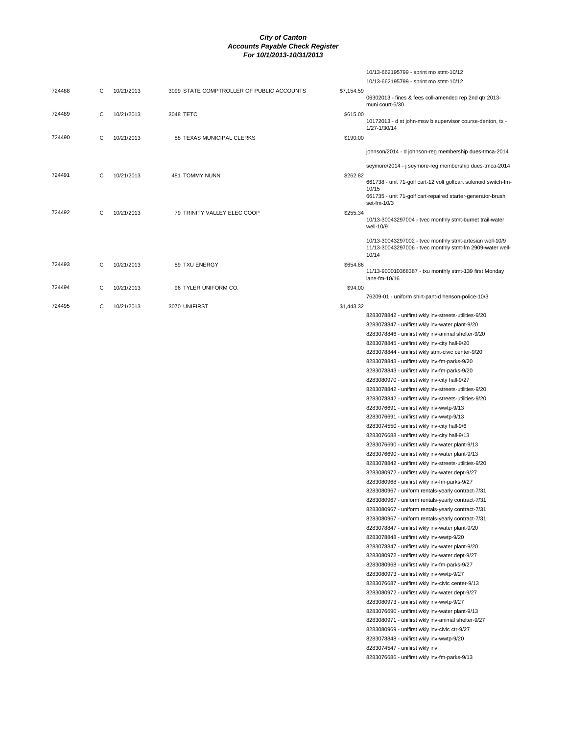# City of Canton
## Accounts Payable Check Register
### For 10/1/2013-10/31/2013

| Check # | Type | Date | Vendor | Amount | Description |
|---|---|---|---|---|---|
| | | | | | 10/13-662195799 - sprint mo stmt-10/12 |
| | | | | | 10/13-662195799 - sprint mo stmt-10/12 |
| 724488 | C | 10/21/2013 | 3099 STATE COMPTROLLER OF PUBLIC ACCOUNTS | $7,154.59 | 06302013 - fines & fees coll-amended rep 2nd qtr 2013-muni court-6/30 |
| 724489 | C | 10/21/2013 | 3048 TETC | $615.00 | 10172013 - d st john-msw b supervisor course-denton, tx - 1/27-1/30/14 |
| 724490 | C | 10/21/2013 | 88 TEXAS MUNICIPAL CLERKS | $190.00 | |
| | | | | | johnson/2014 - d johnson-reg membership dues-tmca-2014 |
| | | | | | seymore/2014 - j seymore-reg membership dues-tmca-2014 |
| 724491 | C | 10/21/2013 | 481 TOMMY NUNN | $262.82 | 661738 - unit 71-golf cart-12 volt golfcart solenoid switch-fm-10/15 |
| | | | | | 661735 - unit 71-golf cart-repaired starter-generator-brush set-fm-10/3 |
| 724492 | C | 10/21/2013 | 79 TRINITY VALLEY ELEC COOP | $255.34 | 10/13-30043297004 - tvec monthly stmt-burnet trail-water well-10/9 |
| | | | | | 10/13-30043297002 - tvec monthly stmt-artesian well-10/9 |
| | | | | | 11/13-30043297006 - tvec monthly stmt-fm 2909-water well-10/14 |
| 724493 | C | 10/21/2013 | 89 TXU ENERGY | $654.86 | 11/13-900010368387 - txu monthly stmt-139 first Monday lane-fm-10/16 |
| 724494 | C | 10/21/2013 | 96 TYLER UNIFORM CO. | $94.00 | |
| | | | | | 76209-01 - uniform shirt-pant-d henson-police-10/3 |
| 724495 | C | 10/21/2013 | 3070 UNIFIRST | $1,443.32 | |
| | | | | | 8283078842 - unifirst wkly inv-streets-utilities-9/20 |
| | | | | | 8283078847 - unifirst wkly inv-water plant-9/20 |
| | | | | | 8283078846 - unifirst wkly inv-animal shelter-9/20 |
| | | | | | 8283078845 - unifirst wkly inv-city hall-9/20 |
| | | | | | 8283078844 - unifirst wkly stmt-civic center-9/20 |
| | | | | | 8283078843 - unifirst wkly inv-fm-parks-9/20 |
| | | | | | 8283078843 - unifirst wkly inv-fm-parks-9/20 |
| | | | | | 8283080970 - unifirst wkly inv-city hall-9/27 |
| | | | | | 8283078842 - unifirst wkly inv-streets-utilities-9/20 |
| | | | | | 8283078842 - unifirst wkly inv-streets-utilities-9/20 |
| | | | | | 8283076691 - unifirst wkly inv-wwtp-9/13 |
| | | | | | 8283076691 - unifirst wkly inv-wwtp-9/13 |
| | | | | | 8283074550 - unifirst wkly inv-city hall-9/6 |
| | | | | | 8283076688 - unifirst wkly inv-city hall-9/13 |
| | | | | | 8283076690 - unifirst wkly inv-water plant-9/13 |
| | | | | | 8283076690 - unifirst wkly inv-water plant-9/13 |
| | | | | | 8283078842 - unifirst wkly inv-streets-utilities-9/20 |
| | | | | | 8283080972 - unifirst wkly inv-water dept-9/27 |
| | | | | | 8283080968 - unifirst wkly inv-fm-parks-9/27 |
| | | | | | 8283080967 - uniform rentals-yearly contract-7/31 |
| | | | | | 8283080967 - uniform rentals-yearly contract-7/31 |
| | | | | | 8283080967 - uniform rentals-yearly contract-7/31 |
| | | | | | 8283080967 - uniform rentals-yearly contract-7/31 |
| | | | | | 8283078847 - unifirst wkly inv-water plant-9/20 |
| | | | | | 8283078848 - unifirst wkly inv-wwtp-9/20 |
| | | | | | 8283078847 - unifirst wkly inv-water plant-9/20 |
| | | | | | 8283080972 - unifirst wkly inv-water dept-9/27 |
| | | | | | 8283080968 - unifirst wkly inv-fm-parks-9/27 |
| | | | | | 8283080973 - unifirst wkly inv-wwtp-9/27 |
| | | | | | 8283076687 - unifirst wkly inv-civic center-9/13 |
| | | | | | 8283080972 - unifirst wkly inv-water dept-9/27 |
| | | | | | 8283080973 - unifirst wkly inv-wwtp-9/27 |
| | | | | | 8283076690 - unifirst wkly inv-water plant-9/13 |
| | | | | | 8283080971 - unifirst wkly inv-animal shelter-9/27 |
| | | | | | 8283080969 - unifirst wkly inv-civic ctr-9/27 |
| | | | | | 8283078848 - unifirst wkly inv-wwtp-9/20 |
| | | | | | 8283074547 - unifirst wkly inv |
| | | | | | 8283076686 - unifirst wkly inv-fm-parks-9/13 |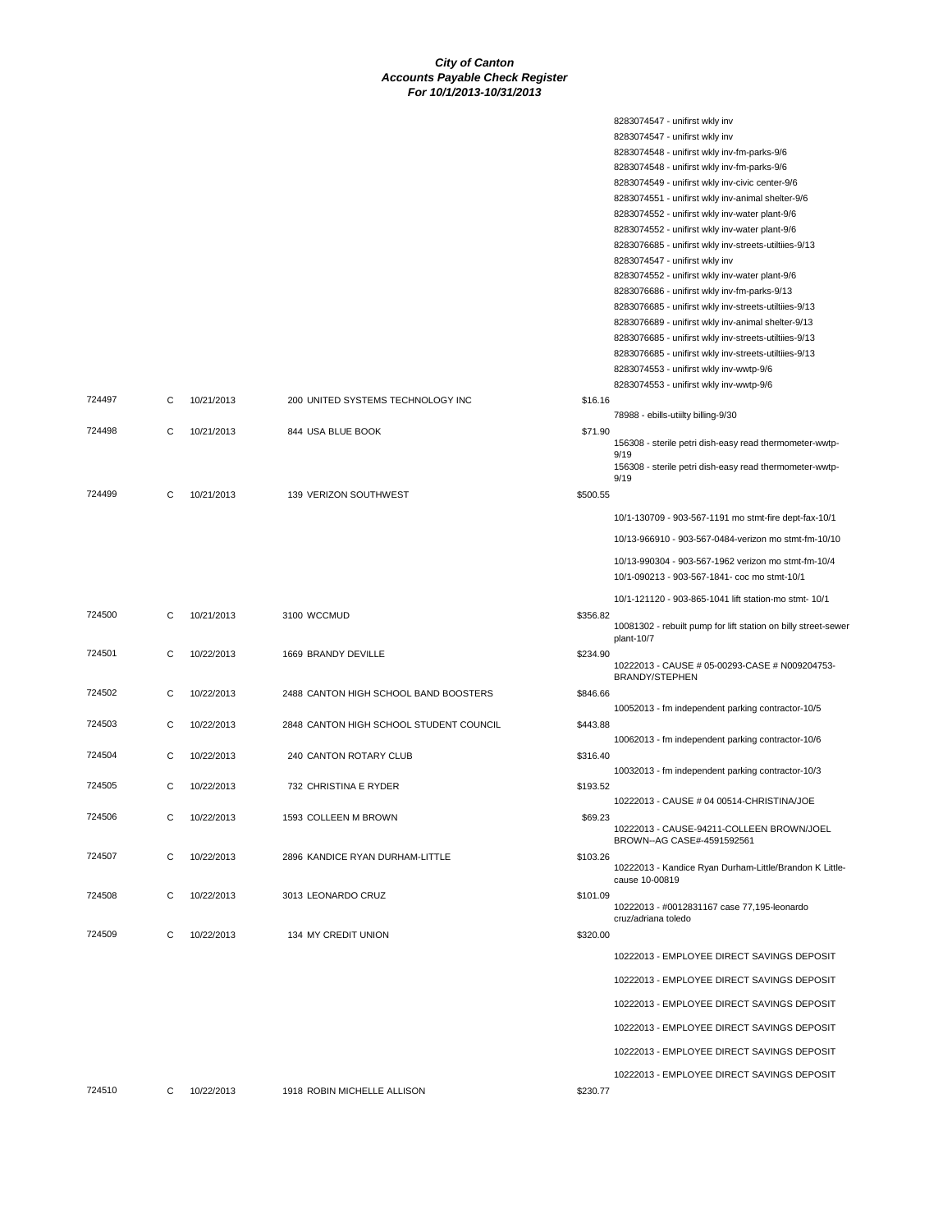**City of Canton**
**Accounts Payable Check Register**
**For 10/1/2013-10/31/2013**

| Check # | Type | Date | Vendor | Amount | Description |
|---|---|---|---|---|---|
| | | | | | 8283074547 - unifirst wkly inv |
| | | | | | 8283074547 - unifirst wkly inv |
| | | | | | 8283074548 - unifirst wkly inv-fm-parks-9/6 |
| | | | | | 8283074548 - unifirst wkly inv-fm-parks-9/6 |
| | | | | | 8283074549 - unifirst wkly inv-civic center-9/6 |
| | | | | | 8283074551 - unifirst wkly inv-animal shelter-9/6 |
| | | | | | 8283074552 - unifirst wkly inv-water plant-9/6 |
| | | | | | 8283074552 - unifirst wkly inv-water plant-9/6 |
| | | | | | 8283076685 - unifirst wkly inv-streets-utiltiies-9/13 |
| | | | | | 8283074547 - unifirst wkly inv |
| | | | | | 8283074552 - unifirst wkly inv-water plant-9/6 |
| | | | | | 8283076686 - unifirst wkly inv-fm-parks-9/13 |
| | | | | | 8283076685 - unifirst wkly inv-streets-utiltiies-9/13 |
| | | | | | 8283076689 - unifirst wkly inv-animal shelter-9/13 |
| | | | | | 8283076685 - unifirst wkly inv-streets-utiltiies-9/13 |
| | | | | | 8283076685 - unifirst wkly inv-streets-utiltiies-9/13 |
| | | | | | 8283074553 - unifirst wkly inv-wwtp-9/6 |
| | | | | | 8283074553 - unifirst wkly inv-wwtp-9/6 |
| 724497 | C | 10/21/2013 | 200 UNITED SYSTEMS TECHNOLOGY INC | $16.16 | |
| | | | | | 78988 - ebills-utiilty billing-9/30 |
| 724498 | C | 10/21/2013 | 844 USA BLUE BOOK | $71.90 | |
| | | | | | 156308 - sterile petri dish-easy read thermometer-wwtp-9/19 |
| | | | | | 156308 - sterile petri dish-easy read thermometer-wwtp-9/19 |
| 724499 | C | 10/21/2013 | 139 VERIZON SOUTHWEST | $500.55 | |
| | | | | | 10/1-130709 - 903-567-1191 mo stmt-fire dept-fax-10/1 |
| | | | | | 10/13-966910 - 903-567-0484-verizon mo stmt-fm-10/10 |
| | | | | | 10/13-990304 - 903-567-1962 verizon mo stmt-fm-10/4 |
| | | | | | 10/1-090213 - 903-567-1841- coc mo stmt-10/1 |
| | | | | | 10/1-121120 - 903-865-1041 lift station-mo stmt- 10/1 |
| 724500 | C | 10/21/2013 | 3100 WCCMUD | $356.82 | |
| | | | | | 10081302 - rebuilt pump for lift station on billy street-sewer plant-10/7 |
| 724501 | C | 10/22/2013 | 1669 BRANDY DEVILLE | $234.90 | |
| | | | | | 10222013 - CAUSE # 05-00293-CASE # N009204753-BRANDY/STEPHEN |
| 724502 | C | 10/22/2013 | 2488 CANTON HIGH SCHOOL BAND BOOSTERS | $846.66 | |
| | | | | | 10052013 - fm independent parking contractor-10/5 |
| 724503 | C | 10/22/2013 | 2848 CANTON HIGH SCHOOL STUDENT COUNCIL | $443.88 | |
| | | | | | 10062013 - fm independent parking contractor-10/6 |
| 724504 | C | 10/22/2013 | 240 CANTON ROTARY CLUB | $316.40 | |
| | | | | | 10032013 - fm independent parking contractor-10/3 |
| 724505 | C | 10/22/2013 | 732 CHRISTINA E RYDER | $193.52 | |
| | | | | | 10222013 - CAUSE # 04 00514-CHRISTINA/JOE |
| 724506 | C | 10/22/2013 | 1593 COLLEEN M BROWN | $69.23 | |
| | | | | | 10222013 - CAUSE-94211-COLLEEN BROWN/JOEL BROWN--AG CASE#-4591592561 |
| 724507 | C | 10/22/2013 | 2896 KANDICE RYAN DURHAM-LITTLE | $103.26 | |
| | | | | | 10222013 - Kandice Ryan Durham-Little/Brandon K Little-cause 10-00819 |
| 724508 | C | 10/22/2013 | 3013 LEONARDO CRUZ | $101.09 | |
| | | | | | 10222013 - #0012831167 case 77,195-leonardo cruz/adriana toledo |
| 724509 | C | 10/22/2013 | 134 MY CREDIT UNION | $320.00 | |
| | | | | | 10222013 - EMPLOYEE DIRECT SAVINGS DEPOSIT |
| | | | | | 10222013 - EMPLOYEE DIRECT SAVINGS DEPOSIT |
| | | | | | 10222013 - EMPLOYEE DIRECT SAVINGS DEPOSIT |
| | | | | | 10222013 - EMPLOYEE DIRECT SAVINGS DEPOSIT |
| | | | | | 10222013 - EMPLOYEE DIRECT SAVINGS DEPOSIT |
| | | | | | 10222013 - EMPLOYEE DIRECT SAVINGS DEPOSIT |
| 724510 | C | 10/22/2013 | 1918 ROBIN MICHELLE ALLISON | $230.77 | |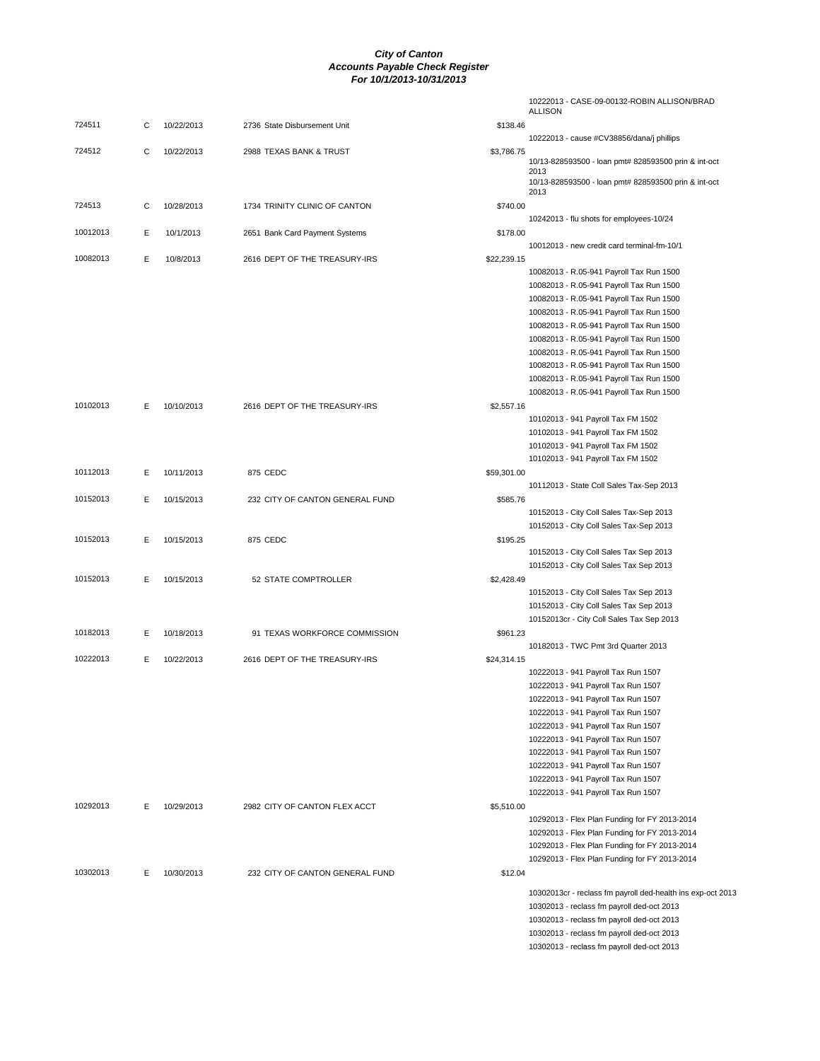***City of Canton***
***Accounts Payable Check Register***
***For 10/1/2013-10/31/2013***

| | | | | | |
|---|---|---|---|---|---|
| | | | | | 10222013 - CASE-09-00132-ROBIN ALLISON/BRAD ALLISON |
| 724511 | C | 10/22/2013 | 2736 State Disbursement Unit | $138.46 | |
| | | | | | 10222013 - cause #CV38856/dana/j phillips |
| 724512 | C | 10/22/2013 | 2988 TEXAS BANK & TRUST | $3,786.75 | |
| | | | | | 10/13-828593500 - loan pmt# 828593500 prin & int-oct 2013 |
| | | | | | 10/13-828593500 - loan pmt# 828593500 prin & int-oct 2013 |
| 724513 | C | 10/28/2013 | 1734 TRINITY CLINIC OF CANTON | $740.00 | |
| | | | | | 10242013 - flu shots for employees-10/24 |
| 10012013 | E | 10/1/2013 | 2651 Bank Card Payment Systems | $178.00 | |
| | | | | | 10012013 - new credit card terminal-fm-10/1 |
| 10082013 | E | 10/8/2013 | 2616 DEPT OF THE TREASURY-IRS | $22,239.15 | |
| | | | | | 10082013 - R.05-941 Payroll Tax Run 1500 |
| | | | | | 10082013 - R.05-941 Payroll Tax Run 1500 |
| | | | | | 10082013 - R.05-941 Payroll Tax Run 1500 |
| | | | | | 10082013 - R.05-941 Payroll Tax Run 1500 |
| | | | | | 10082013 - R.05-941 Payroll Tax Run 1500 |
| | | | | | 10082013 - R.05-941 Payroll Tax Run 1500 |
| | | | | | 10082013 - R.05-941 Payroll Tax Run 1500 |
| | | | | | 10082013 - R.05-941 Payroll Tax Run 1500 |
| | | | | | 10082013 - R.05-941 Payroll Tax Run 1500 |
| | | | | | 10082013 - R.05-941 Payroll Tax Run 1500 |
| 10102013 | E | 10/10/2013 | 2616 DEPT OF THE TREASURY-IRS | $2,557.16 | |
| | | | | | 10102013 - 941 Payroll Tax FM 1502 |
| | | | | | 10102013 - 941 Payroll Tax FM 1502 |
| | | | | | 10102013 - 941 Payroll Tax FM 1502 |
| | | | | | 10102013 - 941 Payroll Tax FM 1502 |
| 10112013 | E | 10/11/2013 | 875 CEDC | $59,301.00 | |
| | | | | | 10112013 - State Coll Sales Tax-Sep 2013 |
| 10152013 | E | 10/15/2013 | 232 CITY OF CANTON GENERAL FUND | $585.76 | |
| | | | | | 10152013 - City Coll Sales Tax-Sep 2013 |
| | | | | | 10152013 - City Coll Sales Tax-Sep 2013 |
| 10152013 | E | 10/15/2013 | 875 CEDC | $195.25 | |
| | | | | | 10152013 - City Coll Sales Tax Sep 2013 |
| | | | | | 10152013 - City Coll Sales Tax Sep 2013 |
| 10152013 | E | 10/15/2013 | 52 STATE COMPTROLLER | $2,428.49 | |
| | | | | | 10152013 - City Coll Sales Tax Sep 2013 |
| | | | | | 10152013 - City Coll Sales Tax Sep 2013 |
| | | | | | 10152013cr - City Coll Sales Tax Sep 2013 |
| 10182013 | E | 10/18/2013 | 91 TEXAS WORKFORCE COMMISSION | $961.23 | |
| | | | | | 10182013 - TWC Pmt 3rd Quarter 2013 |
| 10222013 | E | 10/22/2013 | 2616 DEPT OF THE TREASURY-IRS | $24,314.15 | |
| | | | | | 10222013 - 941 Payroll Tax Run 1507 |
| | | | | | 10222013 - 941 Payroll Tax Run 1507 |
| | | | | | 10222013 - 941 Payroll Tax Run 1507 |
| | | | | | 10222013 - 941 Payroll Tax Run 1507 |
| | | | | | 10222013 - 941 Payroll Tax Run 1507 |
| | | | | | 10222013 - 941 Payroll Tax Run 1507 |
| | | | | | 10222013 - 941 Payroll Tax Run 1507 |
| | | | | | 10222013 - 941 Payroll Tax Run 1507 |
| | | | | | 10222013 - 941 Payroll Tax Run 1507 |
| | | | | | 10222013 - 941 Payroll Tax Run 1507 |
| 10292013 | E | 10/29/2013 | 2982 CITY OF CANTON FLEX ACCT | $5,510.00 | |
| | | | | | 10292013 - Flex Plan Funding for FY 2013-2014 |
| | | | | | 10292013 - Flex Plan Funding for FY 2013-2014 |
| | | | | | 10292013 - Flex Plan Funding for FY 2013-2014 |
| | | | | | 10292013 - Flex Plan Funding for FY 2013-2014 |
| 10302013 | E | 10/30/2013 | 232 CITY OF CANTON GENERAL FUND | $12.04 | |
| | | | | | 10302013cr - reclass fm payroll ded-health ins exp-oct 2013 |
| | | | | | 10302013 - reclass fm payroll ded-oct 2013 |
| | | | | | 10302013 - reclass fm payroll ded-oct 2013 |
| | | | | | 10302013 - reclass fm payroll ded-oct 2013 |
| | | | | | 10302013 - reclass fm payroll ded-oct 2013 |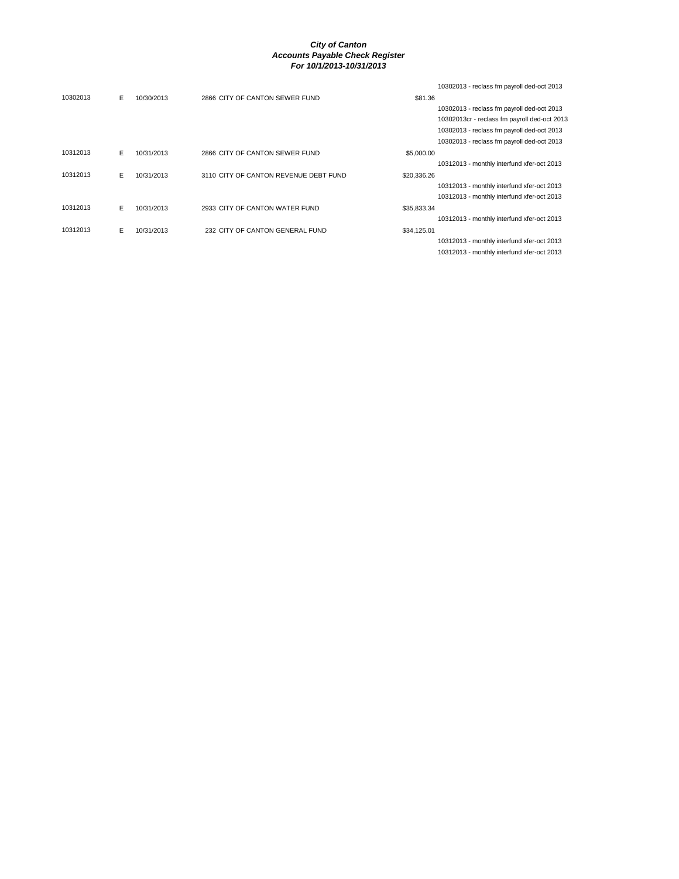***City of Canton***
***Accounts Payable Check Register***
***For 10/1/2013-10/31/2013***

| | | | | | |
|---|---|---|---|---|---|
| | | | | | 10302013 - reclass fm payroll ded-oct 2013 |
| 10302013 | E | 10/30/2013 | 2866 CITY OF CANTON SEWER FUND | $81.36 | |
| | | | | | 10302013 - reclass fm payroll ded-oct 2013 |
| | | | | | 10302013cr - reclass fm payroll ded-oct 2013 |
| | | | | | 10302013 - reclass fm payroll ded-oct 2013 |
| | | | | | 10302013 - reclass fm payroll ded-oct 2013 |
| 10312013 | E | 10/31/2013 | 2866 CITY OF CANTON SEWER FUND | $5,000.00 | |
| | | | | | 10312013 - monthly interfund xfer-oct 2013 |
| 10312013 | E | 10/31/2013 | 3110 CITY OF CANTON REVENUE DEBT FUND | $20,336.26 | |
| | | | | | 10312013 - monthly interfund xfer-oct 2013 |
| | | | | | 10312013 - monthly interfund xfer-oct 2013 |
| 10312013 | E | 10/31/2013 | 2933 CITY OF CANTON WATER FUND | $35,833.34 | |
| | | | | | 10312013 - monthly interfund xfer-oct 2013 |
| 10312013 | E | 10/31/2013 | 232 CITY OF CANTON GENERAL FUND | $34,125.01 | |
| | | | | | 10312013 - monthly interfund xfer-oct 2013 |
| | | | | | 10312013 - monthly interfund xfer-oct 2013 |